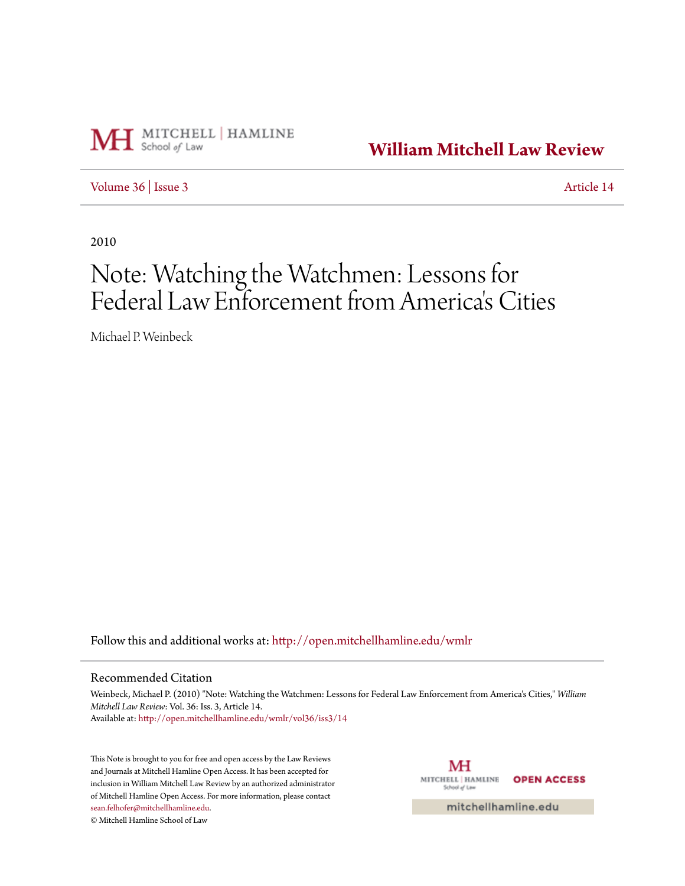MITCHELL | HAMLINE School of Law

**William Mitchell Law Review**

Volume 36 | Issue 3 — Article 14

2010

# Note: Watching the Watchmen: Lessons for Federal Law Enforcement from America's Cities

Michael P. Weinbeck

Follow this and additional works at: http://open.mitchellhamline.edu/wmlr

## Recommended Citation

Weinbeck, Michael P. (2010) "Note: Watching the Watchmen: Lessons for Federal Law Enforcement from America's Cities," *William Mitchell Law Review*: Vol. 36: Iss. 3, Article 14.
Available at: http://open.mitchellhamline.edu/wmlr/vol36/iss3/14

This Note is brought to you for free and open access by the Law Reviews and Journals at Mitchell Hamline Open Access. It has been accepted for inclusion in William Mitchell Law Review by an authorized administrator of Mitchell Hamline Open Access. For more information, please contact sean.felhofer@mitchellhamline.edu.
© Mitchell Hamline School of Law

MITCHELL | HAMLINE School of Law — OPEN ACCESS

mitchellhamline.edu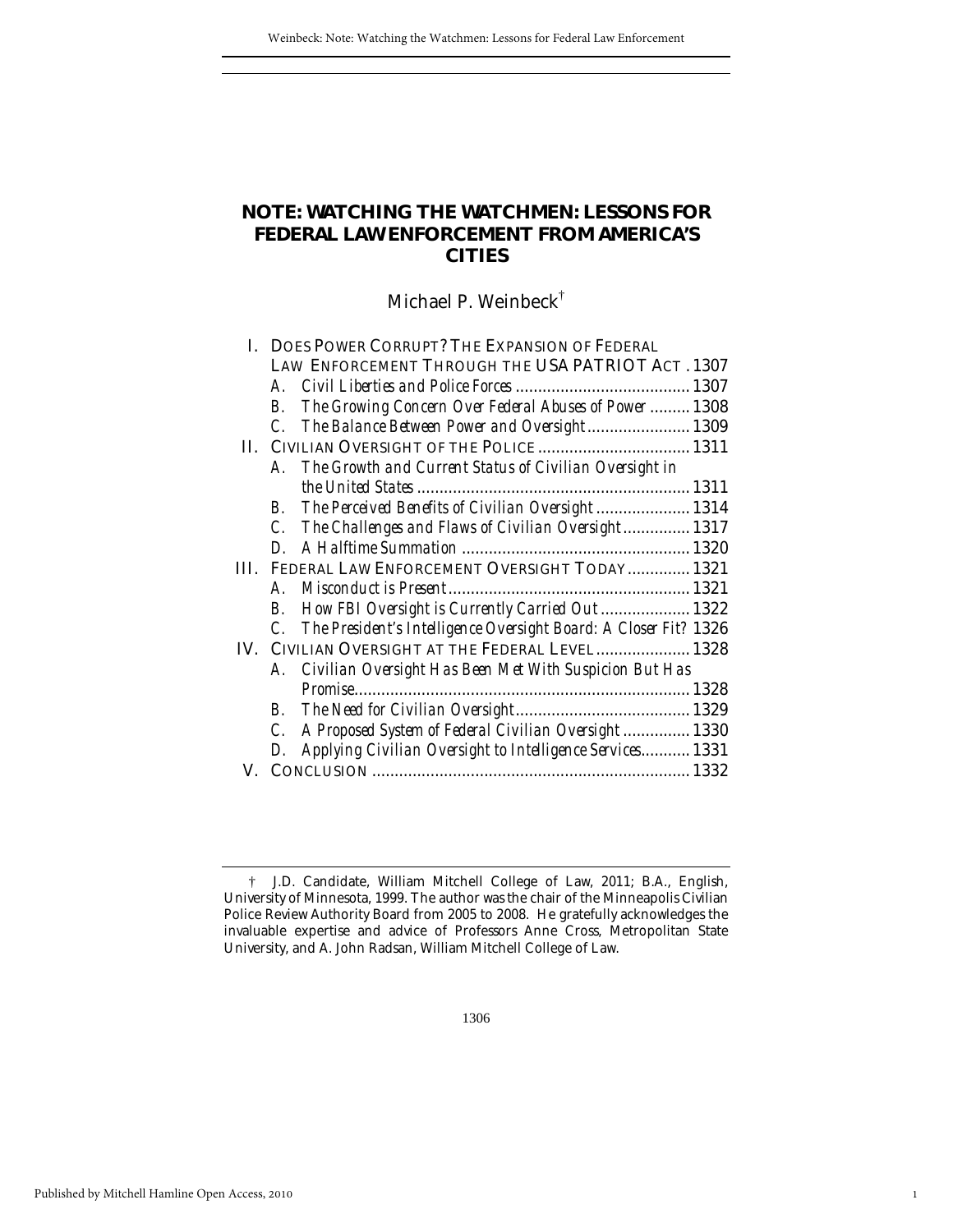# NOTE: WATCHING THE WATCHMEN: LESSONS FOR FEDERAL LAW ENFORCEMENT FROM AMERICA'S CITIES

Michael P. Weinbeck†

- I. DOES POWER CORRUPT? THE EXPANSION OF FEDERAL LAW ENFORCEMENT THROUGH THE USA PATRIOT ACT . 1307
  - A. *Civil Liberties and Police Forces* ....................................... 1307
  - B. *The Growing Concern Over Federal Abuses of Power* ......... 1308
  - C. *The Balance Between Power and Oversight* ....................... 1309
- II. CIVILIAN OVERSIGHT OF THE POLICE ................................. 1311
  - A. *The Growth and Current Status of Civilian Oversight in the United States* ............................................................. 1311
  - B. *The Perceived Benefits of Civilian Oversight* ..................... 1314
  - C. *The Challenges and Flaws of Civilian Oversight* ............... 1317
  - D. *A Halftime Summation* .................................................. 1320
- III. FEDERAL LAW ENFORCEMENT OVERSIGHT TODAY ............. 1321
  - A. *Misconduct is Present* ..................................................... 1321
  - B. *How FBI Oversight is Currently Carried Out* .................... 1322
  - C. *The President's Intelligence Oversight Board: A Closer Fit?* 1326
- IV. CIVILIAN OVERSIGHT AT THE FEDERAL LEVEL ..................... 1328
  - A. *Civilian Oversight Has Been Met With Suspicion But Has Promise* .......................................................................... 1328
  - B. *The Need for Civilian Oversight* ...................................... 1329
  - C. *A Proposed System of Federal Civilian Oversight* ............... 1330
  - D. *Applying Civilian Oversight to Intelligence Services* ........... 1331
- V. CONCLUSION ...................................................................... 1332

† J.D. Candidate, William Mitchell College of Law, 2011; B.A., English, University of Minnesota, 1999. The author was the chair of the Minneapolis Civilian Police Review Authority Board from 2005 to 2008. He gratefully acknowledges the invaluable expertise and advice of Professors Anne Cross, Metropolitan State University, and A. John Radsan, William Mitchell College of Law.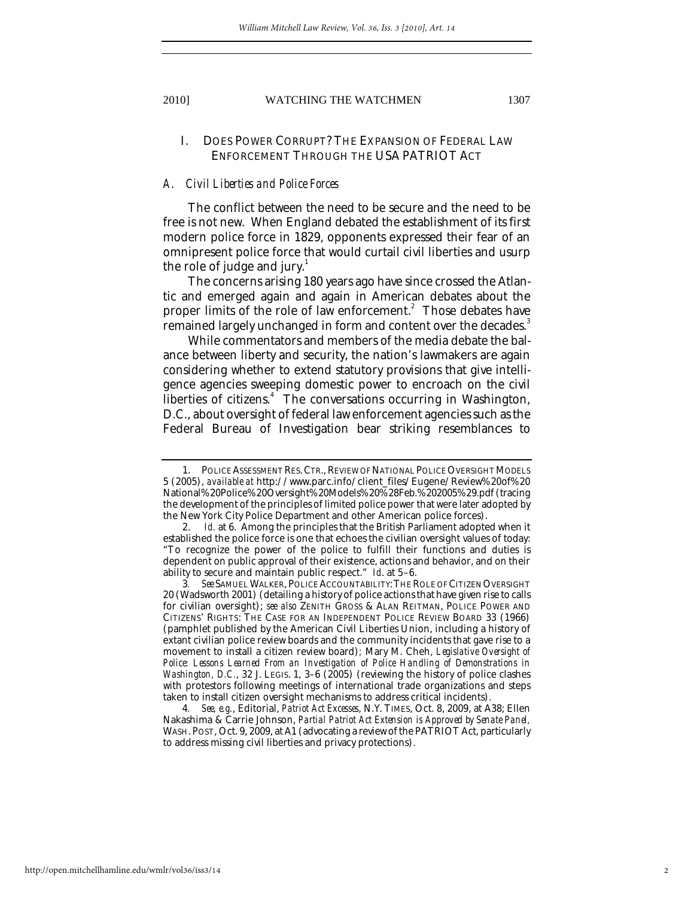## I. DOES POWER CORRUPT? THE EXPANSION OF FEDERAL LAW ENFORCEMENT THROUGH THE USA PATRIOT ACT

### *A. Civil Liberties and Police Forces*

The conflict between the need to be secure and the need to be free is not new. When England debated the establishment of its first modern police force in 1829, opponents expressed their fear of an omnipresent police force that would curtail civil liberties and usurp the role of judge and jury.[1]

The concerns arising 180 years ago have since crossed the Atlantic and emerged again and again in American debates about the proper limits of the role of law enforcement.[2] Those debates have remained largely unchanged in form and content over the decades.[3]

While commentators and members of the media debate the balance between liberty and security, the nation's lawmakers are again considering whether to extend statutory provisions that give intelligence agencies sweeping domestic power to encroach on the civil liberties of citizens.[4] The conversations occurring in Washington, D.C., about oversight of federal law enforcement agencies such as the Federal Bureau of Investigation bear striking resemblances to

---

1. POLICE ASSESSMENT RES. CTR., REVIEW OF NATIONAL POLICE OVERSIGHT MODELS 5 (2005), *available at* http://www.parc.info/client_files/Eugene/Review%20of%20National%20Police%20Oversight%20Models%20%28Feb.%202005%29.pdf (tracing the development of the principles of limited police power that were later adopted by the New York City Police Department and other American police forces).

2. *Id.* at 6. Among the principles that the British Parliament adopted when it established the police force is one that echoes the civilian oversight values of today: "To recognize the power of the police to fulfill their functions and duties is dependent on public approval of their existence, actions and behavior, and on their ability to secure and maintain public respect." *Id.* at 5–6.

3. *See* SAMUEL WALKER, POLICE ACCOUNTABILITY: THE ROLE OF CITIZEN OVERSIGHT 20 (Wadsworth 2001) (detailing a history of police actions that have given rise to calls for civilian oversight); *see also* ZENITH GROSS & ALAN REITMAN, POLICE POWER AND CITIZENS' RIGHTS: THE CASE FOR AN INDEPENDENT POLICE REVIEW BOARD 33 (1966) (pamphlet published by the American Civil Liberties Union, including a history of extant civilian police review boards and the community incidents that gave rise to a movement to install a citizen review board); Mary M. Cheh, *Legislative Oversight of Police: Lessons Learned From an Investigation of Police Handling of Demonstrations in Washington, D.C.*, 32 J. LEGIS. 1, 3–6 (2005) (reviewing the history of police clashes with protestors following meetings of international trade organizations and steps taken to install citizen oversight mechanisms to address critical incidents).

4. *See, e.g.*, Editorial, *Patriot Act Excesses*, N.Y. TIMES, Oct. 8, 2009, at A38; Ellen Nakashima & Carrie Johnson, *Partial Patriot Act Extension is Approved by Senate Panel*, WASH. POST, Oct. 9, 2009, at A1 (advocating a review of the PATRIOT Act, particularly to address missing civil liberties and privacy protections).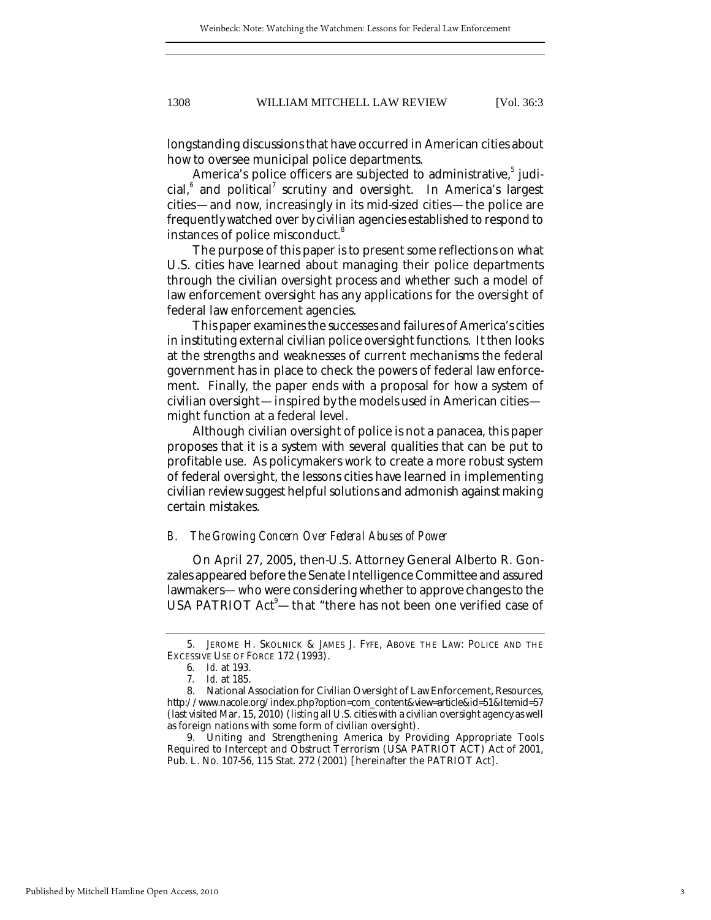longstanding discussions that have occurred in American cities about how to oversee municipal police departments.

America's police officers are subjected to administrative,[5] judicial,[6] and political[7] scrutiny and oversight. In America's largest cities—and now, increasingly in its mid-sized cities—the police are frequently watched over by civilian agencies established to respond to instances of police misconduct.[8]

The purpose of this paper is to present some reflections on what U.S. cities have learned about managing their police departments through the civilian oversight process and whether such a model of law enforcement oversight has any applications for the oversight of federal law enforcement agencies.

This paper examines the successes and failures of America's cities in instituting external civilian police oversight functions. It then looks at the strengths and weaknesses of current mechanisms the federal government has in place to check the powers of federal law enforcement. Finally, the paper ends with a proposal for how a system of civilian oversight—inspired by the models used in American cities—might function at a federal level.

Although civilian oversight of police is not a panacea, this paper proposes that it is a system with several qualities that can be put to profitable use. As policymakers work to create a more robust system of federal oversight, the lessons cities have learned in implementing civilian review suggest helpful solutions and admonish against making certain mistakes.

### *B. The Growing Concern Over Federal Abuses of Power*

On April 27, 2005, then-U.S. Attorney General Alberto R. Gonzales appeared before the Senate Intelligence Committee and assured lawmakers—who were considering whether to approve changes to the USA PATRIOT Act[9]—that "there has not been one verified case of

---

5. JEROME H. SKOLNICK & JAMES J. FYFE, ABOVE THE LAW: POLICE AND THE EXCESSIVE USE OF FORCE 172 (1993).

6. *Id.* at 193.

7. *Id.* at 185.

8. National Association for Civilian Oversight of Law Enforcement, Resources, http://www.nacole.org/index.php?option=com_content&view=article&id=51&Itemid=57 (last visited Mar. 15, 2010) (listing all U.S. cities with a civilian oversight agency as well as foreign nations with some form of civilian oversight).

9. Uniting and Strengthening America by Providing Appropriate Tools Required to Intercept and Obstruct Terrorism (USA PATRIOT ACT) Act of 2001, Pub. L. No. 107-56, 115 Stat. 272 (2001) [hereinafter the PATRIOT Act].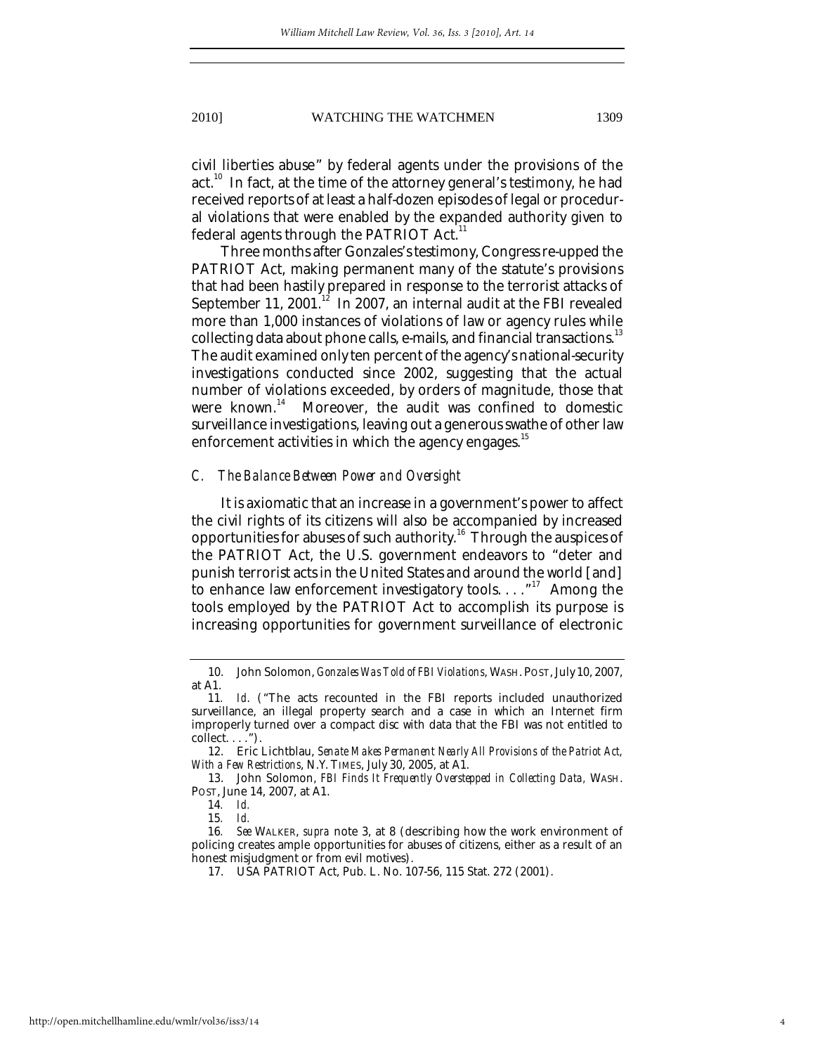civil liberties abuse" by federal agents under the provisions of the act.[10] In fact, at the time of the attorney general's testimony, he had received reports of at least a half-dozen episodes of legal or procedural violations that were enabled by the expanded authority given to federal agents through the PATRIOT Act.[11]

Three months after Gonzales's testimony, Congress re-upped the PATRIOT Act, making permanent many of the statute's provisions that had been hastily prepared in response to the terrorist attacks of September 11, 2001.[12] In 2007, an internal audit at the FBI revealed more than 1,000 instances of violations of law or agency rules while collecting data about phone calls, e-mails, and financial transactions.[13] The audit examined only ten percent of the agency's national-security investigations conducted since 2002, suggesting that the actual number of violations exceeded, by orders of magnitude, those that were known.[14] Moreover, the audit was confined to domestic surveillance investigations, leaving out a generous swathe of other law enforcement activities in which the agency engages.[15]

### *C. The Balance Between Power and Oversight*

It is axiomatic that an increase in a government's power to affect the civil rights of its citizens will also be accompanied by increased opportunities for abuses of such authority.[16] Through the auspices of the PATRIOT Act, the U.S. government endeavors to "deter and punish terrorist acts in the United States and around the world [and] to enhance law enforcement investigatory tools. . . ."[17] Among the tools employed by the PATRIOT Act to accomplish its purpose is increasing opportunities for government surveillance of electronic

---

10. John Solomon, *Gonzales Was Told of FBI Violations*, WASH. POST, July 10, 2007, at A1.

11. *Id.* ("The acts recounted in the FBI reports included unauthorized surveillance, an illegal property search and a case in which an Internet firm improperly turned over a compact disc with data that the FBI was not entitled to collect. . . .").

12. Eric Lichtblau, *Senate Makes Permanent Nearly All Provisions of the Patriot Act, With a Few Restrictions*, N.Y. TIMES, July 30, 2005, at A1.

13. John Solomon, *FBI Finds It Frequently Overstepped in Collecting Data*, WASH. POST, June 14, 2007, at A1.

14. *Id.*

15. *Id.*

16. *See* WALKER, *supra* note 3, at 8 (describing how the work environment of policing creates ample opportunities for abuses of citizens, either as a result of an honest misjudgment or from evil motives).

17. USA PATRIOT Act, Pub. L. No. 107-56, 115 Stat. 272 (2001).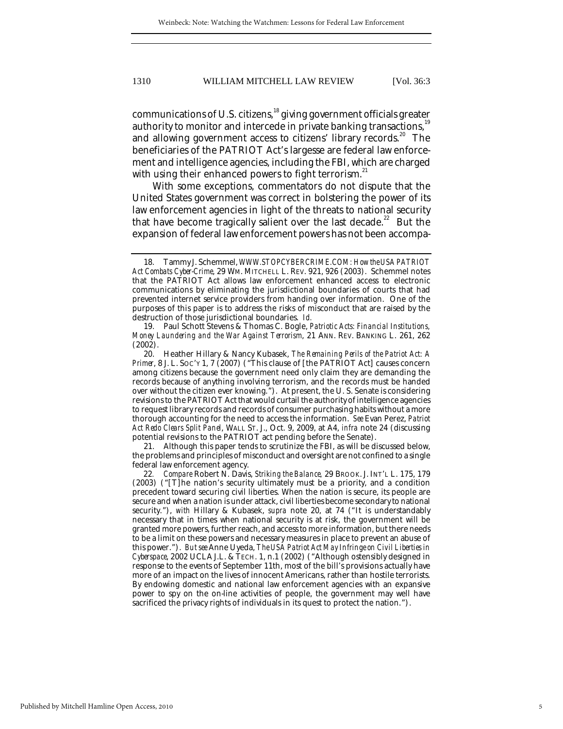communications of U.S. citizens,[18] giving government officials greater authority to monitor and intercede in private banking transactions,[19] and allowing government access to citizens' library records.[20] The beneficiaries of the PATRIOT Act's largesse are federal law enforcement and intelligence agencies, including the FBI, which are charged with using their enhanced powers to fight terrorism.[21]

With some exceptions, commentators do not dispute that the United States government was correct in bolstering the power of its law enforcement agencies in light of the threats to national security that have become tragically salient over the last decade.[22] But the expansion of federal law enforcement powers has not been accompa-

---

18. Tammy J. Schemmel, *WWW.STOPCYBERCRIME.COM: How the USA PATRIOT Act Combats Cyber-Crime*, 29 WM. MITCHELL L. REV. 921, 926 (2003). Schemmel notes that the PATRIOT Act allows law enforcement enhanced access to electronic communications by eliminating the jurisdictional boundaries of courts that had prevented internet service providers from handing over information. One of the purposes of this paper is to address the risks of misconduct that are raised by the destruction of those jurisdictional boundaries. *Id.*

19. Paul Schott Stevens & Thomas C. Bogle, *Patriotic Acts: Financial Institutions, Money Laundering and the War Against Terrorism*, 21 ANN. REV. BANKING L. 261, 262 (2002).

20. Heather Hillary & Nancy Kubasek, *The Remaining Perils of the Patriot Act: A Primer*, 8 J. L. SOC'Y 1, 7 (2007) ("This clause of [the PATRIOT Act] causes concern among citizens because the government need only claim they are demanding the records because of anything involving terrorism, and the records must be handed over without the citizen ever knowing."). At present, the U. S. Senate is considering revisions to the PATRIOT Act that would curtail the authority of intelligence agencies to request library records and records of consumer purchasing habits without a more thorough accounting for the need to access the information. *See* Evan Perez, *Patriot Act Redo Clears Split Panel*, WALL ST. J., Oct. 9, 2009, at A4, *infra* note 24 (discussing potential revisions to the PATRIOT act pending before the Senate).

21. Although this paper tends to scrutinize the FBI, as will be discussed below, the problems and principles of misconduct and oversight are not confined to a single federal law enforcement agency.

22. *Compare* Robert N. Davis, *Striking the Balance*, 29 BROOK. J. INT'L L. 175, 179 (2003) ("[T]he nation's security ultimately must be a priority, and a condition precedent toward securing civil liberties. When the nation is secure, its people are secure and when a nation is under attack, civil liberties become secondary to national security."), *with* Hillary & Kubasek, *supra* note 20, at 74 ("It is understandably necessary that in times when national security is at risk, the government will be granted more powers, further reach, and access to more information, but there needs to be a limit on these powers and necessary measures in place to prevent an abuse of this power."). *But see* Anne Uyeda, *The USA Patriot Act May Infringe on Civil Liberties in Cyberspace*, 2002 UCLA J.L. & TECH. 1, n.1 (2002) ("Although ostensibly designed in response to the events of September 11th, most of the bill's provisions actually have more of an impact on the lives of innocent Americans, rather than hostile terrorists. By endowing domestic and national law enforcement agencies with an expansive power to spy on the on-line activities of people, the government may well have sacrificed the privacy rights of individuals in its quest to protect the nation.").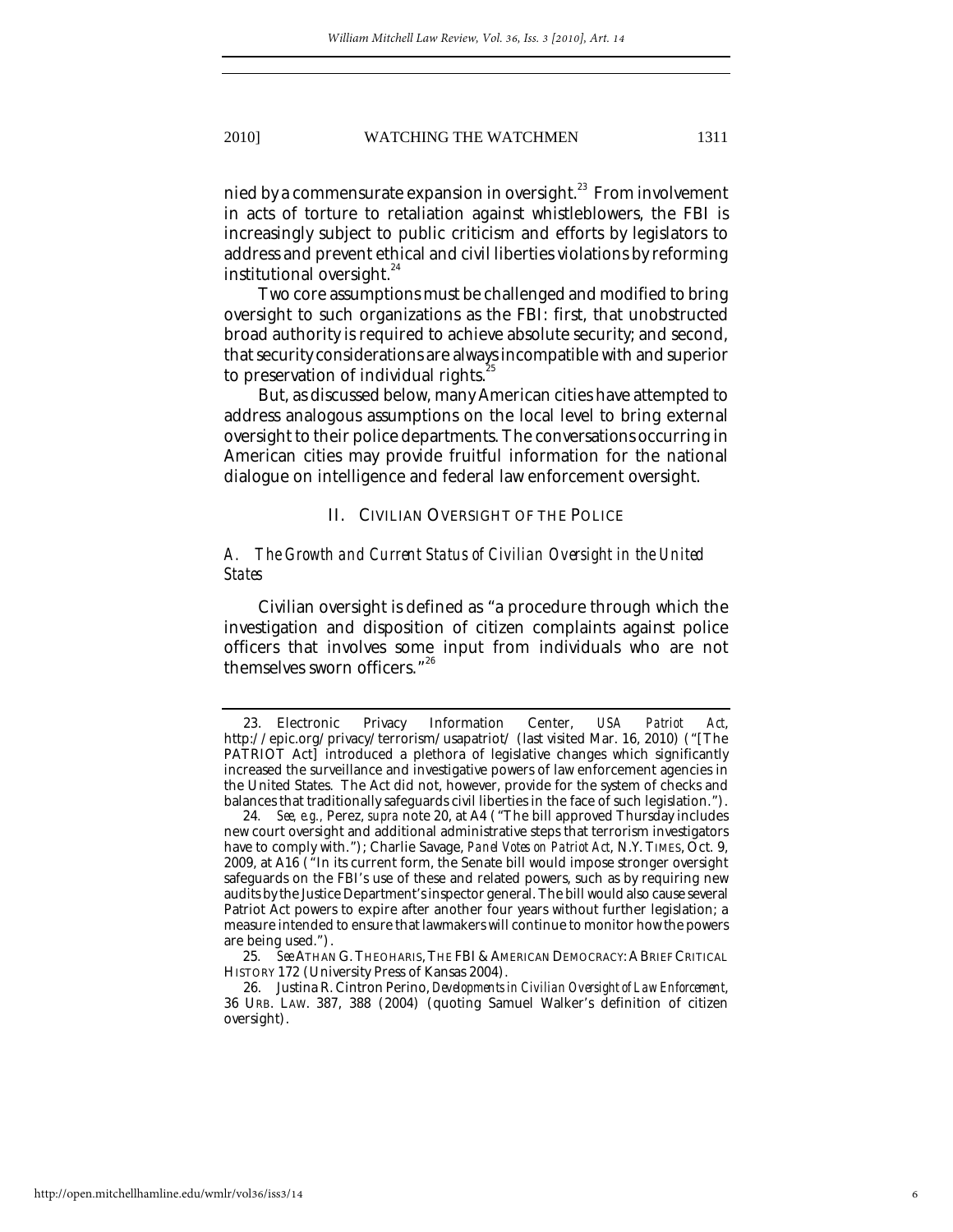nied by a commensurate expansion in oversight.[23] From involvement in acts of torture to retaliation against whistleblowers, the FBI is increasingly subject to public criticism and efforts by legislators to address and prevent ethical and civil liberties violations by reforming institutional oversight.[24]

Two core assumptions must be challenged and modified to bring oversight to such organizations as the FBI: first, that unobstructed broad authority is required to achieve absolute security; and second, that security considerations are always incompatible with and superior to preservation of individual rights.[25]

But, as discussed below, many American cities have attempted to address analogous assumptions on the local level to bring external oversight to their police departments. The conversations occurring in American cities may provide fruitful information for the national dialogue on intelligence and federal law enforcement oversight.

## II. CIVILIAN OVERSIGHT OF THE POLICE

### *A. The Growth and Current Status of Civilian Oversight in the United States*

Civilian oversight is defined as "a procedure through which the investigation and disposition of citizen complaints against police officers that involves some input from individuals who are not themselves sworn officers."[26]

---

23. Electronic Privacy Information Center, *USA Patriot Act*, http://epic.org/privacy/terrorism/usapatriot/ (last visited Mar. 16, 2010) ("[The PATRIOT Act] introduced a plethora of legislative changes which significantly increased the surveillance and investigative powers of law enforcement agencies in the United States. The Act did not, however, provide for the system of checks and balances that traditionally safeguards civil liberties in the face of such legislation.").

24. *See, e.g.*, Perez, *supra* note 20, at A4 ("The bill approved Thursday includes new court oversight and additional administrative steps that terrorism investigators have to comply with."); Charlie Savage, *Panel Votes on Patriot Act*, N.Y. TIMES, Oct. 9, 2009, at A16 ("In its current form, the Senate bill would impose stronger oversight safeguards on the FBI's use of these and related powers, such as by requiring new audits by the Justice Department's inspector general. The bill would also cause several Patriot Act powers to expire after another four years without further legislation; a measure intended to ensure that lawmakers will continue to monitor how the powers are being used.").

25. *See* ATHAN G. THEOHARIS, THE FBI & AMERICAN DEMOCRACY: A BRIEF CRITICAL HISTORY 172 (University Press of Kansas 2004).

26. Justina R. Cintron Perino, *Developments in Civilian Oversight of Law Enforcement*, 36 URB. LAW. 387, 388 (2004) (quoting Samuel Walker's definition of citizen oversight).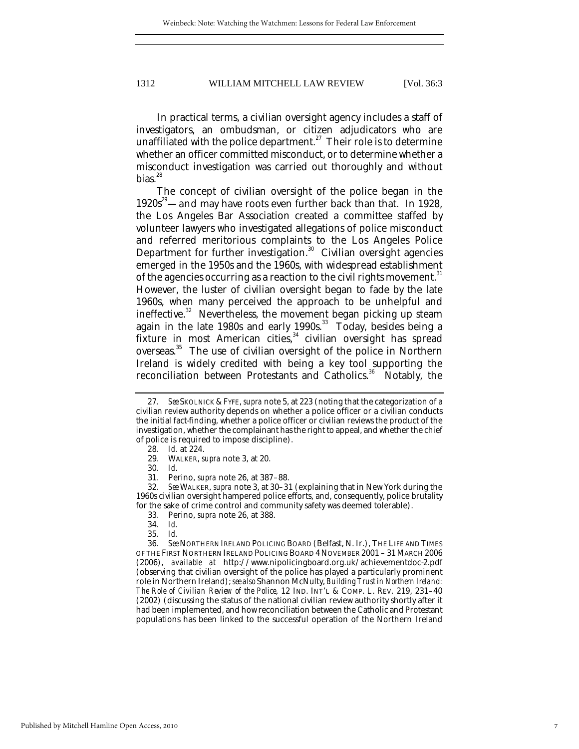In practical terms, a civilian oversight agency includes a staff of investigators, an ombudsman, or citizen adjudicators who are unaffiliated with the police department.[27] Their role is to determine whether an officer committed misconduct, or to determine whether a misconduct investigation was carried out thoroughly and without bias.[28]

The concept of civilian oversight of the police began in the 1920s[29]— and may have roots even further back than that. In 1928, the Los Angeles Bar Association created a committee staffed by volunteer lawyers who investigated allegations of police misconduct and referred meritorious complaints to the Los Angeles Police Department for further investigation.[30] Civilian oversight agencies emerged in the 1950s and the 1960s, with widespread establishment of the agencies occurring as a reaction to the civil rights movement.[31] However, the luster of civilian oversight began to fade by the late 1960s, when many perceived the approach to be unhelpful and ineffective.[32] Nevertheless, the movement began picking up steam again in the late 1980s and early 1990s.[33] Today, besides being a fixture in most American cities,[34] civilian oversight has spread overseas.[35] The use of civilian oversight of the police in Northern Ireland is widely credited with being a key tool supporting the reconciliation between Protestants and Catholics.[36] Notably, the

---

27. *See* SKOLNICK & FYFE, *supra* note 5, at 223 (noting that the categorization of a civilian review authority depends on whether a police officer or a civilian conducts the initial fact-finding, whether a police officer or civilian reviews the product of the investigation, whether the complainant has the right to appeal, and whether the chief of police is required to impose discipline).

28. *Id.* at 224.

29. WALKER, *supra* note 3, at 20.

30. *Id.*

31. Perino, *supra* note 26, at 387–88.

32. *See* WALKER, *supra* note 3, at 30–31 (explaining that in New York during the 1960s civilian oversight hampered police efforts, and, consequently, police brutality for the sake of crime control and community safety was deemed tolerable).

33. Perino, *supra* note 26, at 388.

34. *Id.*

35. *Id.*

36. *See* NORTHERN IRELAND POLICING BOARD (Belfast, N. Ir.), THE LIFE AND TIMES OF THE FIRST NORTHERN IRELAND POLICING BOARD 4 NOVEMBER 2001 – 31 MARCH 2006 (2006), *available at* http://www.nipolicingboard.org.uk/achievementdoc-2.pdf (observing that civilian oversight of the police has played a particularly prominent role in Northern Ireland); *see also* Shannon McNulty, *Building Trust in Northern Ireland: The Role of Civilian Review of the Police*, 12 IND. INT'L & COMP. L. REV. 219, 231–40 (2002) (discussing the status of the national civilian review authority shortly after it had been implemented, and how reconciliation between the Catholic and Protestant populations has been linked to the successful operation of the Northern Ireland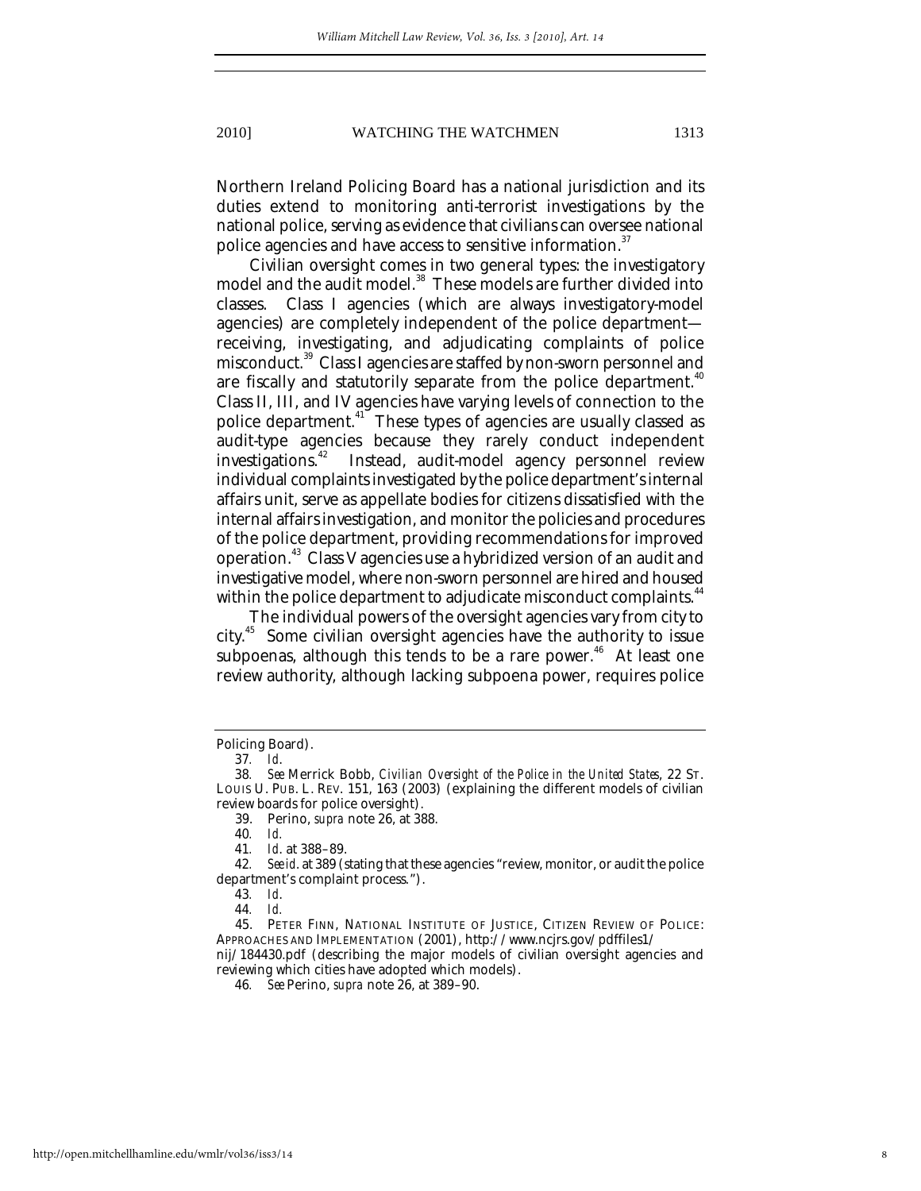Northern Ireland Policing Board has a national jurisdiction and its duties extend to monitoring anti-terrorist investigations by the national police, serving as evidence that civilians can oversee national police agencies and have access to sensitive information.[37]

Civilian oversight comes in two general types: the investigatory model and the audit model.[38] These models are further divided into classes. Class I agencies (which are always investigatory-model agencies) are completely independent of the police department—receiving, investigating, and adjudicating complaints of police misconduct.[39] Class I agencies are staffed by non-sworn personnel and are fiscally and statutorily separate from the police department.[40] Class II, III, and IV agencies have varying levels of connection to the police department.[41] These types of agencies are usually classed as audit-type agencies because they rarely conduct independent investigations.[42] Instead, audit-model agency personnel review individual complaints investigated by the police department's internal affairs unit, serve as appellate bodies for citizens dissatisfied with the internal affairs investigation, and monitor the policies and procedures of the police department, providing recommendations for improved operation.[43] Class V agencies use a hybridized version of an audit and investigative model, where non-sworn personnel are hired and housed within the police department to adjudicate misconduct complaints.[44]

The individual powers of the oversight agencies vary from city to city.[45] Some civilian oversight agencies have the authority to issue subpoenas, although this tends to be a rare power.[46] At least one review authority, although lacking subpoena power, requires police

---

Policing Board).

37. *Id.*

38. *See* Merrick Bobb, *Civilian Oversight of the Police in the United States*, 22 ST. LOUIS U. PUB. L. REV. 151, 163 (2003) (explaining the different models of civilian review boards for police oversight).

39. Perino, *supra* note 26, at 388.

40. *Id.*

41. *Id.* at 388–89.

42. *See id.* at 389 (stating that these agencies "review, monitor, or audit the police department's complaint process.").

43. *Id.*

44. *Id.*

45. PETER FINN, NATIONAL INSTITUTE OF JUSTICE, CITIZEN REVIEW OF POLICE: APPROACHES AND IMPLEMENTATION (2001), http://www.ncjrs.gov/pdffiles1/nij/184430.pdf (describing the major models of civilian oversight agencies and reviewing which cities have adopted which models).

46. *See* Perino, *supra* note 26, at 389–90.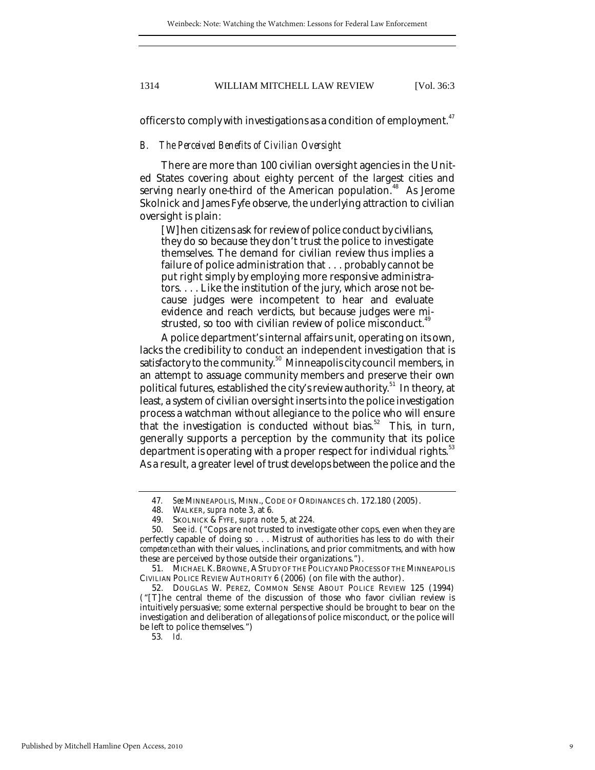officers to comply with investigations as a condition of employment.[47]

### *B. The Perceived Benefits of Civilian Oversight*

There are more than 100 civilian oversight agencies in the United States covering about eighty percent of the largest cities and serving nearly one-third of the American population.[48] As Jerome Skolnick and James Fyfe observe, the underlying attraction to civilian oversight is plain:

> [W]hen citizens ask for review of police conduct by civilians, they do so because they don't trust the police to investigate themselves. The demand for civilian review thus implies a failure of police administration that . . . probably cannot be put right simply by employing more responsive administrators. . . . Like the institution of the jury, which arose not because judges were incompetent to hear and evaluate evidence and reach verdicts, but because judges were mistrusted, so too with civilian review of police misconduct.[49]

A police department's internal affairs unit, operating on its own, lacks the credibility to conduct an independent investigation that is satisfactory to the community.[50] Minneapolis city council members, in an attempt to assuage community members and preserve their own political futures, established the city's review authority.[51] In theory, at least, a system of civilian oversight inserts into the police investigation process a watchman without allegiance to the police who will ensure that the investigation is conducted without bias.[52] This, in turn, generally supports a perception by the community that its police department is operating with a proper respect for individual rights.[53] As a result, a greater level of trust develops between the police and the

---

47. *See* MINNEAPOLIS, MINN., CODE OF ORDINANCES ch. 172.180 (2005).

48. WALKER, *supra* note 3, at 6.

49. SKOLNICK & FYFE, *supra* note 5, at 224.

50. See *id.* ("Cops are not trusted to investigate other cops, even when they are perfectly capable of doing so . . . Mistrust of authorities has less to do with their *competence* than with their values, inclinations, and prior commitments, and with how these are perceived by those outside their organizations.").

51. MICHAEL K. BROWNE, A STUDY OF THE POLICY AND PROCESS OF THE MINNEAPOLIS CIVILIAN POLICE REVIEW AUTHORITY 6 (2006) (on file with the author).

52. DOUGLAS W. PEREZ, COMMON SENSE ABOUT POLICE REVIEW 125 (1994) ("[T]he central theme of the discussion of those who favor civilian review is intuitively persuasive; some external perspective should be brought to bear on the investigation and deliberation of allegations of police misconduct, or the police will be left to police themselves.")

53. *Id.*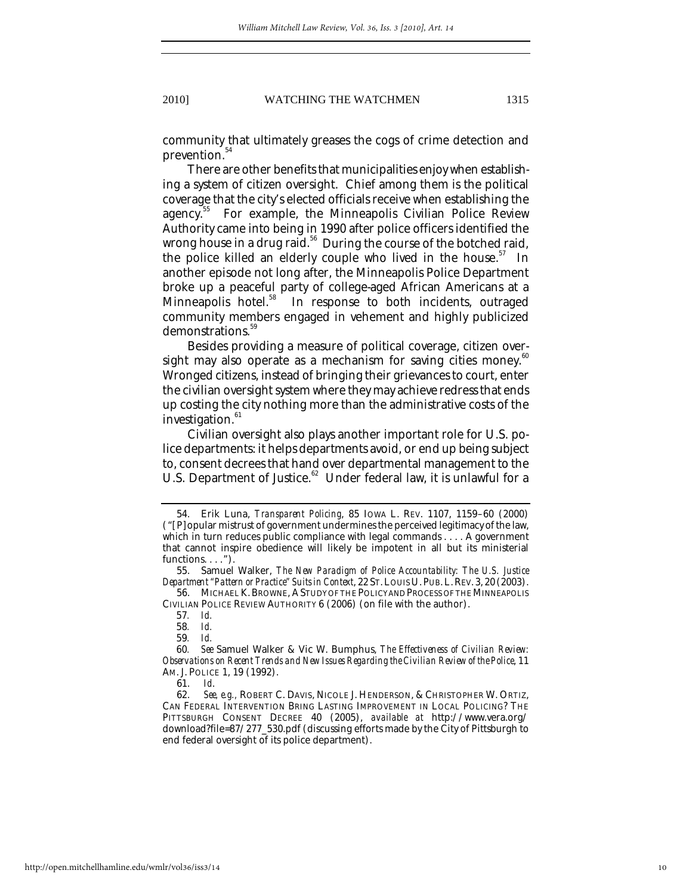community that ultimately greases the cogs of crime detection and prevention.[54]

There are other benefits that municipalities enjoy when establishing a system of citizen oversight. Chief among them is the political coverage that the city's elected officials receive when establishing the agency.[55] For example, the Minneapolis Civilian Police Review Authority came into being in 1990 after police officers identified the wrong house in a drug raid.[56] During the course of the botched raid, the police killed an elderly couple who lived in the house.[57] In another episode not long after, the Minneapolis Police Department broke up a peaceful party of college-aged African Americans at a Minneapolis hotel.[58] In response to both incidents, outraged community members engaged in vehement and highly publicized demonstrations.[59]

Besides providing a measure of political coverage, citizen oversight may also operate as a mechanism for saving cities money.[60] Wronged citizens, instead of bringing their grievances to court, enter the civilian oversight system where they may achieve redress that ends up costing the city nothing more than the administrative costs of the investigation.[61]

Civilian oversight also plays another important role for U.S. police departments: it helps departments avoid, or end up being subject to, consent decrees that hand over departmental management to the U.S. Department of Justice.[62] Under federal law, it is unlawful for a

---

54. Erik Luna, *Transparent Policing*, 85 IOWA L. REV. 1107, 1159–60 (2000) ("[P]opular mistrust of government undermines the perceived legitimacy of the law, which in turn reduces public compliance with legal commands . . . . A government that cannot inspire obedience will likely be impotent in all but its ministerial functions. . . .").

55. Samuel Walker, *The New Paradigm of Police Accountability: The U.S. Justice Department "Pattern or Practice" Suits in Context*, 22 ST. LOUIS U. PUB. L. REV. 3, 20 (2003).

56. MICHAEL K. BROWNE, A STUDY OF THE POLICY AND PROCESS OF THE MINNEAPOLIS CIVILIAN POLICE REVIEW AUTHORITY 6 (2006) (on file with the author).

57. *Id.*

58. *Id.*

59. *Id.*

60. *See* Samuel Walker & Vic W. Bumphus, *The Effectiveness of Civilian Review: Observations on Recent Trends and New Issues Regarding the Civilian Review of the Police*, 11 AM. J. POLICE 1, 19 (1992).

61. *Id.*

62. *See, e.g.*, ROBERT C. DAVIS, NICOLE J. HENDERSON, & CHRISTOPHER W. ORTIZ, CAN FEDERAL INTERVENTION BRING LASTING IMPROVEMENT IN LOCAL POLICING? THE PITTSBURGH CONSENT DECREE 40 (2005), *available at* http://www.vera.org/download?file=87/277_530.pdf (discussing efforts made by the City of Pittsburgh to end federal oversight of its police department).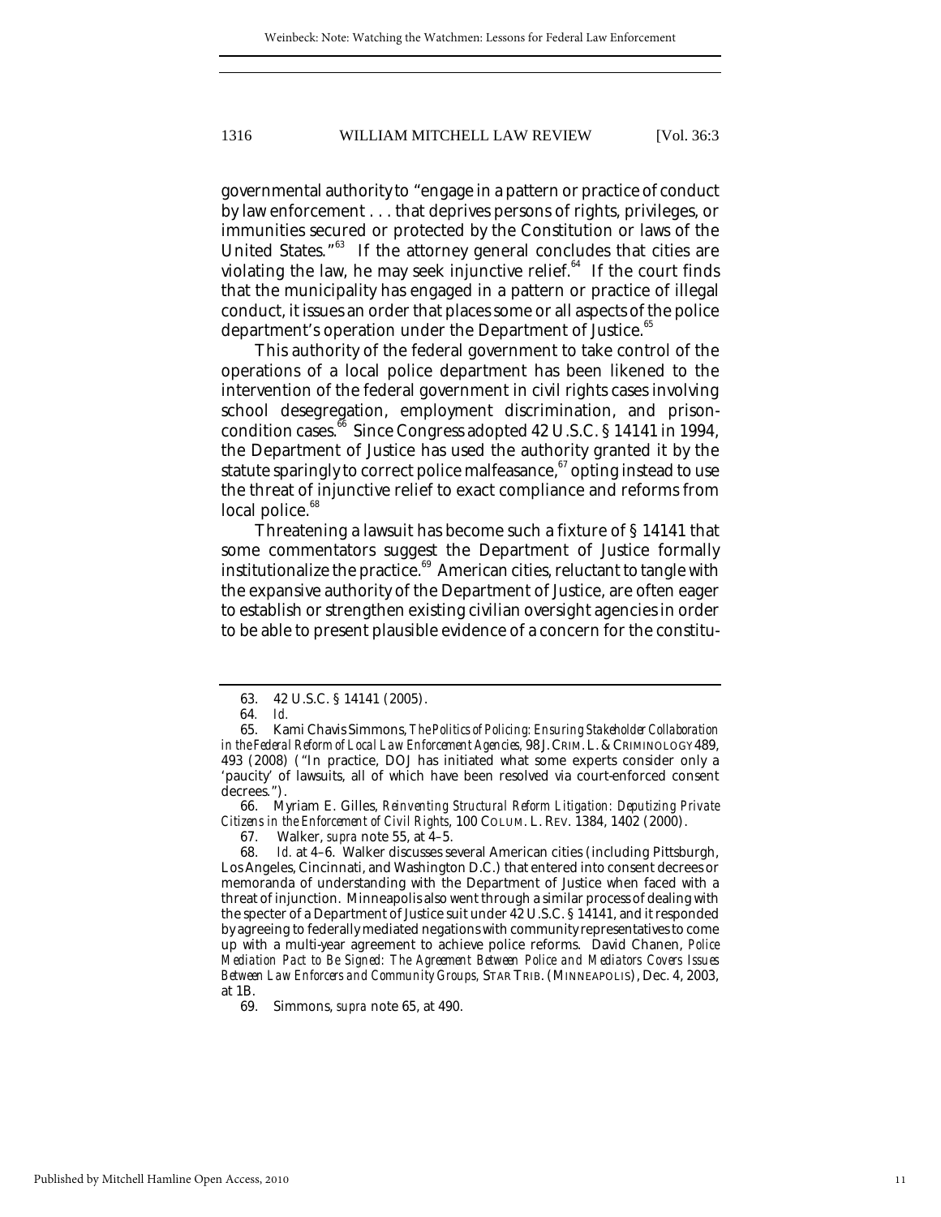governmental authority to "engage in a pattern or practice of conduct by law enforcement . . . that deprives persons of rights, privileges, or immunities secured or protected by the Constitution or laws of the United States."[63] If the attorney general concludes that cities are violating the law, he may seek injunctive relief.[64] If the court finds that the municipality has engaged in a pattern or practice of illegal conduct, it issues an order that places some or all aspects of the police department's operation under the Department of Justice.[65]

This authority of the federal government to take control of the operations of a local police department has been likened to the intervention of the federal government in civil rights cases involving school desegregation, employment discrimination, and prison-condition cases.[66] Since Congress adopted 42 U.S.C. § 14141 in 1994, the Department of Justice has used the authority granted it by the statute sparingly to correct police malfeasance,[67] opting instead to use the threat of injunctive relief to exact compliance and reforms from local police.[68]

Threatening a lawsuit has become such a fixture of § 14141 that some commentators suggest the Department of Justice formally institutionalize the practice.[69] American cities, reluctant to tangle with the expansive authority of the Department of Justice, are often eager to establish or strengthen existing civilian oversight agencies in order to be able to present plausible evidence of a concern for the constitu-

---

63. 42 U.S.C. § 14141 (2005).

64. *Id.*

65. Kami Chavis Simmons, *The Politics of Policing: Ensuring Stakeholder Collaboration in the Federal Reform of Local Law Enforcement Agencies*, 98 J. CRIM. L. & CRIMINOLOGY 489, 493 (2008) ("In practice, DOJ has initiated what some experts consider only a 'paucity' of lawsuits, all of which have been resolved via court-enforced consent decrees.").

66. Myriam E. Gilles, *Reinventing Structural Reform Litigation: Deputizing Private Citizens in the Enforcement of Civil Rights*, 100 COLUM. L. REV. 1384, 1402 (2000).

67. Walker, *supra* note 55, at 4–5.

68. *Id.* at 4–6. Walker discusses several American cities (including Pittsburgh, Los Angeles, Cincinnati, and Washington D.C.) that entered into consent decrees or memoranda of understanding with the Department of Justice when faced with a threat of injunction. Minneapolis also went through a similar process of dealing with the specter of a Department of Justice suit under 42 U.S.C. § 14141, and it responded by agreeing to federally mediated negations with community representatives to come up with a multi-year agreement to achieve police reforms. David Chanen, *Police Mediation Pact to Be Signed: The Agreement Between Police and Mediators Covers Issues Between Law Enforcers and Community Groups*, STAR TRIB. (MINNEAPOLIS), Dec. 4, 2003, at 1B.

69. Simmons, *supra* note 65, at 490.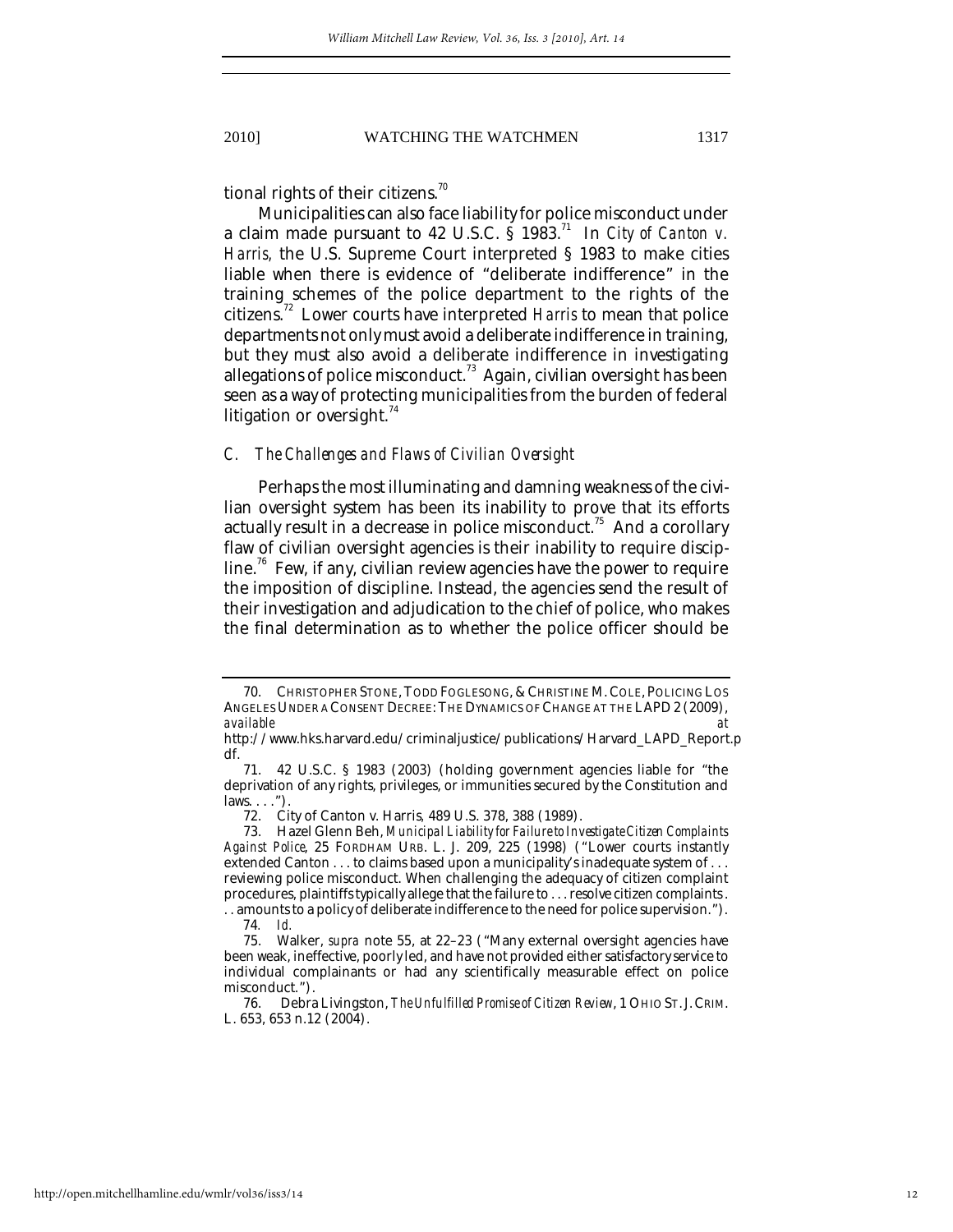tional rights of their citizens.[70]

Municipalities can also face liability for police misconduct under a claim made pursuant to 42 U.S.C. § 1983.[71] In *City of Canton v. Harris,* the U.S. Supreme Court interpreted § 1983 to make cities liable when there is evidence of "deliberate indifference" in the training schemes of the police department to the rights of the citizens.[72] Lower courts have interpreted *Harris* to mean that police departments not only must avoid a deliberate indifference in training, but they must also avoid a deliberate indifference in investigating allegations of police misconduct.[73] Again, civilian oversight has been seen as a way of protecting municipalities from the burden of federal litigation or oversight.[74]

### *C. The Challenges and Flaws of Civilian Oversight*

Perhaps the most illuminating and damning weakness of the civilian oversight system has been its inability to prove that its efforts actually result in a decrease in police misconduct.[75] And a corollary flaw of civilian oversight agencies is their inability to require discipline.[76] Few, if any, civilian review agencies have the power to require the imposition of discipline. Instead, the agencies send the result of their investigation and adjudication to the chief of police, who makes the final determination as to whether the police officer should be

---

70. CHRISTOPHER STONE, TODD FOGLESONG, & CHRISTINE M. COLE, POLICING LOS ANGELES UNDER A CONSENT DECREE: THE DYNAMICS OF CHANGE AT THE LAPD 2 (2009), *available at* http://www.hks.harvard.edu/criminaljustice/publications/Harvard_LAPD_Report.pdf.

71. 42 U.S.C. § 1983 (2003) (holding government agencies liable for "the deprivation of any rights, privileges, or immunities secured by the Constitution and laws. . . .").

72. City of Canton v. Harris, 489 U.S. 378, 388 (1989).

73. Hazel Glenn Beh, *Municipal Liability for Failure to Investigate Citizen Complaints Against Police*, 25 FORDHAM URB. L. J. 209, 225 (1998) ("Lower courts instantly extended Canton . . . to claims based upon a municipality's inadequate system of . . . reviewing police misconduct. When challenging the adequacy of citizen complaint procedures, plaintiffs typically allege that the failure to . . . resolve citizen complaints . . . amounts to a policy of deliberate indifference to the need for police supervision.").

74. *Id.*

75. Walker, *supra* note 55, at 22–23 ("Many external oversight agencies have been weak, ineffective, poorly led, and have not provided either satisfactory service to individual complainants or had any scientifically measurable effect on police misconduct.").

76. Debra Livingston, *The Unfulfilled Promise of Citizen Review*, 1 OHIO ST. J. CRIM. L. 653, 653 n.12 (2004).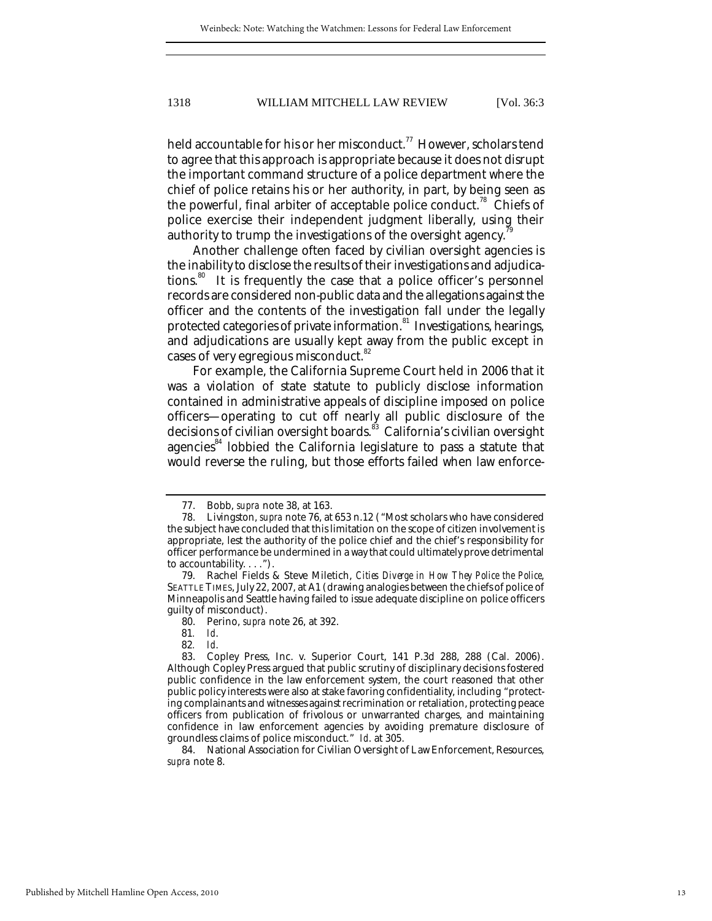held accountable for his or her misconduct.[77] However, scholars tend to agree that this approach is appropriate because it does not disrupt the important command structure of a police department where the chief of police retains his or her authority, in part, by being seen as the powerful, final arbiter of acceptable police conduct.[78] Chiefs of police exercise their independent judgment liberally, using their authority to trump the investigations of the oversight agency.[79]

Another challenge often faced by civilian oversight agencies is the inability to disclose the results of their investigations and adjudications.[80] It is frequently the case that a police officer's personnel records are considered non-public data and the allegations against the officer and the contents of the investigation fall under the legally protected categories of private information.[81] Investigations, hearings, and adjudications are usually kept away from the public except in cases of very egregious misconduct.[82]

For example, the California Supreme Court held in 2006 that it was a violation of state statute to publicly disclose information contained in administrative appeals of discipline imposed on police officers—operating to cut off nearly all public disclosure of the decisions of civilian oversight boards.[83] California's civilian oversight agencies[84] lobbied the California legislature to pass a statute that would reverse the ruling, but those efforts failed when law enforce-

---

77. Bobb, *supra* note 38, at 163.

78. Livingston, *supra* note 76, at 653 n.12 ("Most scholars who have considered the subject have concluded that this limitation on the scope of citizen involvement is appropriate, lest the authority of the police chief and the chief's responsibility for officer performance be undermined in a way that could ultimately prove detrimental to accountability. . . .").

79. Rachel Fields & Steve Miletich, *Cities Diverge in How They Police the Police*, SEATTLE TIMES, July 22, 2007, at A1 (drawing analogies between the chiefs of police of Minneapolis and Seattle having failed to issue adequate discipline on police officers guilty of misconduct).

80. Perino, *supra* note 26, at 392.

81. *Id.*

82. *Id.*

83. Copley Press, Inc. v. Superior Court, 141 P.3d 288, 288 (Cal. 2006). Although Copley Press argued that public scrutiny of disciplinary decisions fostered public confidence in the law enforcement system, the court reasoned that other public policy interests were also at stake favoring confidentiality, including "protecting complainants and witnesses against recrimination or retaliation, protecting peace officers from publication of frivolous or unwarranted charges, and maintaining confidence in law enforcement agencies by avoiding premature disclosure of groundless claims of police misconduct." *Id.* at 305.

84. National Association for Civilian Oversight of Law Enforcement, Resources, *supra* note 8.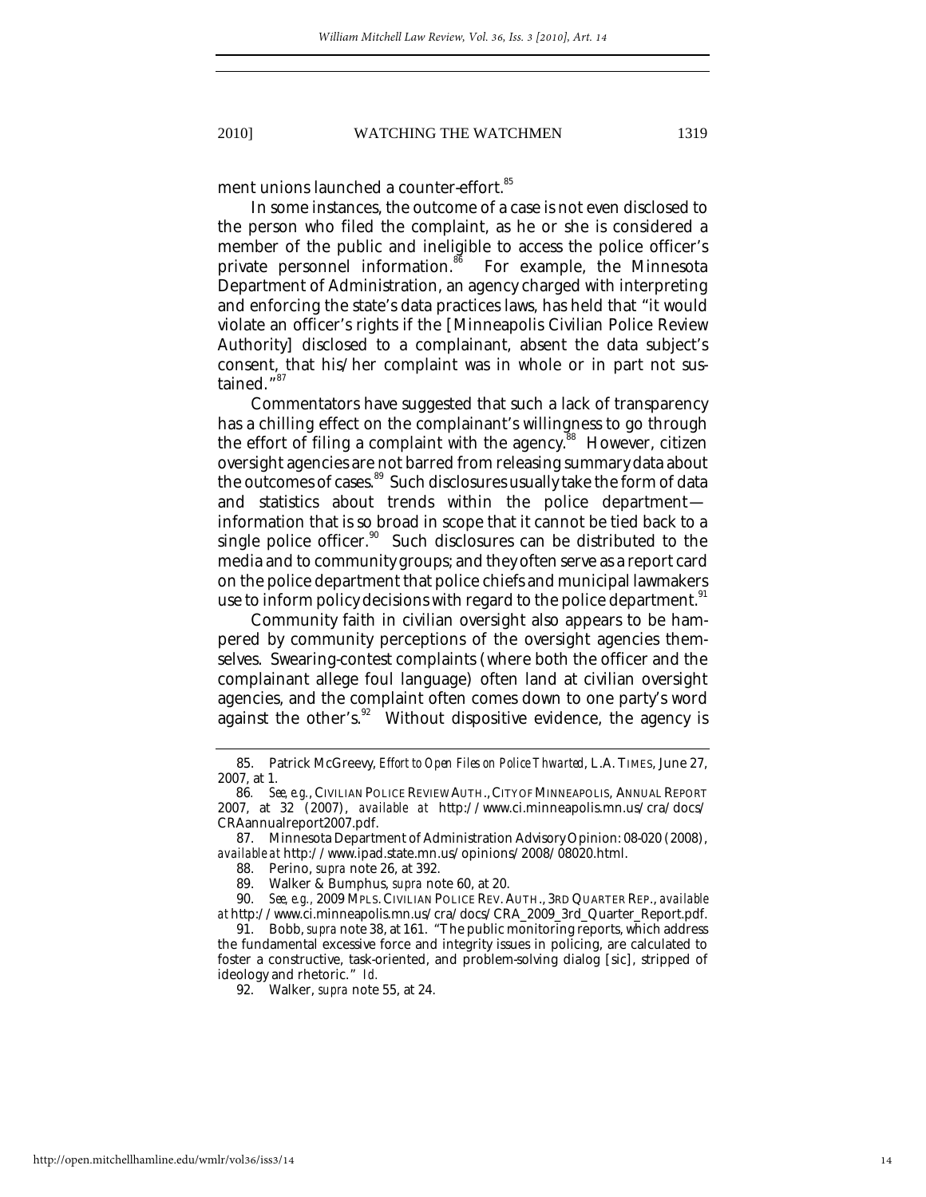ment unions launched a counter-effort.[85]

In some instances, the outcome of a case is not even disclosed to the person who filed the complaint, as he or she is considered a member of the public and ineligible to access the police officer's private personnel information.[86] For example, the Minnesota Department of Administration, an agency charged with interpreting and enforcing the state's data practices laws, has held that "it would violate an officer's rights if the [Minneapolis Civilian Police Review Authority] disclosed to a complainant, absent the data subject's consent, that his/her complaint was in whole or in part not sustained."[87]

Commentators have suggested that such a lack of transparency has a chilling effect on the complainant's willingness to go through the effort of filing a complaint with the agency.[88] However, citizen oversight agencies are not barred from releasing summary data about the outcomes of cases.[89] Such disclosures usually take the form of data and statistics about trends within the police department—information that is so broad in scope that it cannot be tied back to a single police officer.[90] Such disclosures can be distributed to the media and to community groups; and they often serve as a report card on the police department that police chiefs and municipal lawmakers use to inform policy decisions with regard to the police department.[91]

Community faith in civilian oversight also appears to be hampered by community perceptions of the oversight agencies themselves. Swearing-contest complaints (where both the officer and the complainant allege foul language) often land at civilian oversight agencies, and the complaint often comes down to one party's word against the other's.[92] Without dispositive evidence, the agency is

---

85. Patrick McGreevy, *Effort to Open Files on Police Thwarted*, L.A. TIMES, June 27, 2007, at 1.

86. *See, e.g.*, CIVILIAN POLICE REVIEW AUTH., CITY OF MINNEAPOLIS, ANNUAL REPORT 2007, at 32 (2007), *available at* http://www.ci.minneapolis.mn.us/cra/docs/CRAannualreport2007.pdf.

87. Minnesota Department of Administration Advisory Opinion: 08-020 (2008), *available at* http://www.ipad.state.mn.us/opinions/2008/08020.html.

88. Perino, *supra* note 26, at 392.

89. Walker & Bumphus, *supra* note 60, at 20.

90. *See, e.g.*, 2009 MPLS. CIVILIAN POLICE REV. AUTH., 3RD QUARTER REP., *available at* http://www.ci.minneapolis.mn.us/cra/docs/CRA_2009_3rd_Quarter_Report.pdf.

91. Bobb, *supra* note 38, at 161. "The public monitoring reports, which address the fundamental excessive force and integrity issues in policing, are calculated to foster a constructive, task-oriented, and problem-solving dialog [sic], stripped of ideology and rhetoric." *Id.*

92. Walker, *supra* note 55, at 24.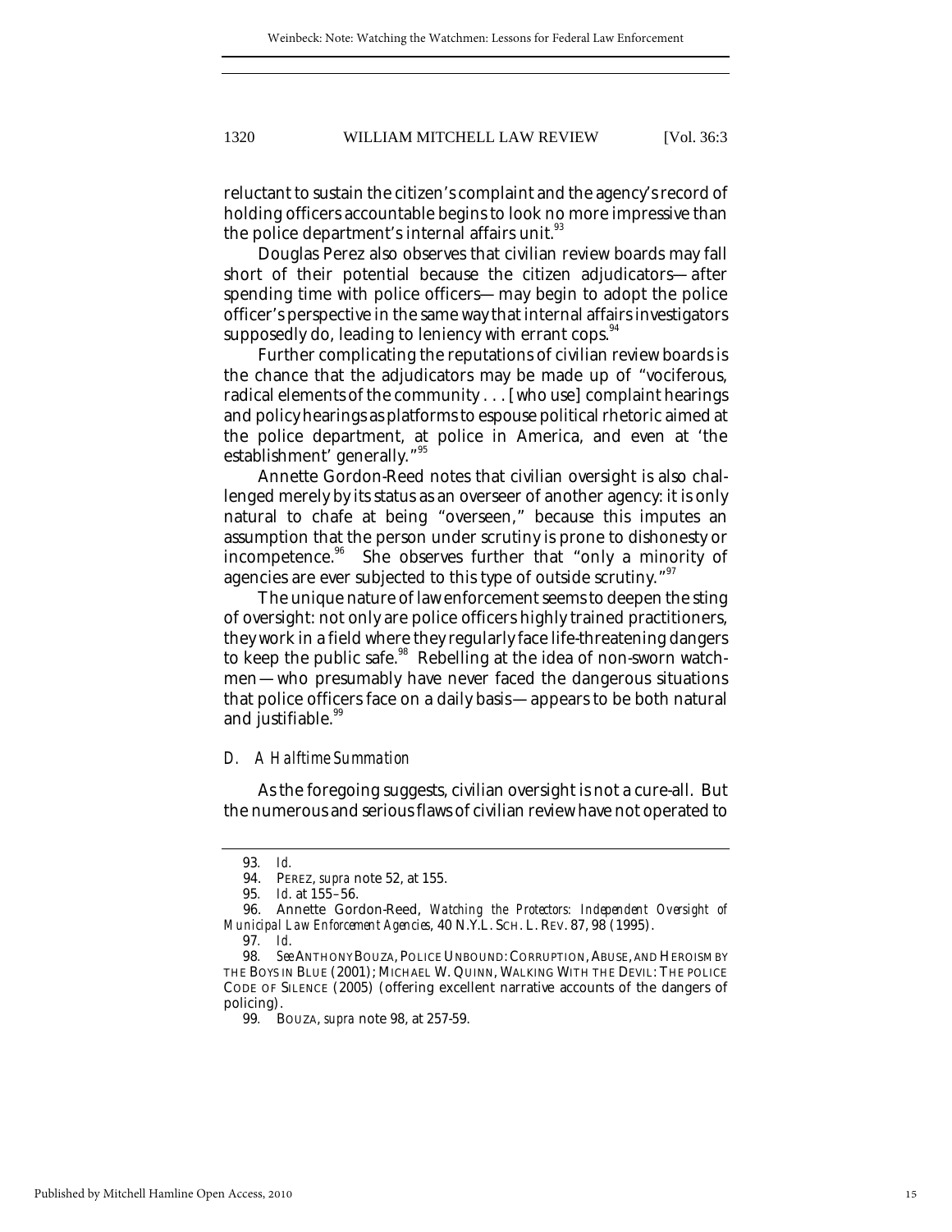reluctant to sustain the citizen's complaint and the agency's record of holding officers accountable begins to look no more impressive than the police department's internal affairs unit.[93]

Douglas Perez also observes that civilian review boards may fall short of their potential because the citizen adjudicators—after spending time with police officers—may begin to adopt the police officer's perspective in the same way that internal affairs investigators supposedly do, leading to leniency with errant cops.[94]

Further complicating the reputations of civilian review boards is the chance that the adjudicators may be made up of "vociferous, radical elements of the community . . . [who use] complaint hearings and policy hearings as platforms to espouse political rhetoric aimed at the police department, at police in America, and even at 'the establishment' generally."[95]

Annette Gordon-Reed notes that civilian oversight is also challenged merely by its status as an overseer of another agency: it is only natural to chafe at being "overseen," because this imputes an assumption that the person under scrutiny is prone to dishonesty or incompetence.[96] She observes further that "only a minority of agencies are ever subjected to this type of outside scrutiny."[97]

The unique nature of law enforcement seems to deepen the sting of oversight: not only are police officers highly trained practitioners, they work in a field where they regularly face life-threatening dangers to keep the public safe.[98] Rebelling at the idea of non-sworn watchmen—who presumably have never faced the dangerous situations that police officers face on a daily basis—appears to be both natural and justifiable.[99]

### *D. A Halftime Summation*

As the foregoing suggests, civilian oversight is not a cure-all. But the numerous and serious flaws of civilian review have not operated to

---

93. *Id.*

94. PEREZ, *supra* note 52, at 155.

95. *Id.* at 155–56.

96. Annette Gordon-Reed, *Watching the Protectors: Independent Oversight of Municipal Law Enforcement Agencies*, 40 N.Y.L. SCH. L. REV. 87, 98 (1995).

97. *Id.*

98. *See* ANTHONY BOUZA, POLICE UNBOUND: CORRUPTION, ABUSE, AND HEROISM BY THE BOYS IN BLUE (2001); MICHAEL W. QUINN, WALKING WITH THE DEVIL: THE POLICE CODE OF SILENCE (2005) (offering excellent narrative accounts of the dangers of policing).

99. BOUZA, *supra* note 98, at 257-59.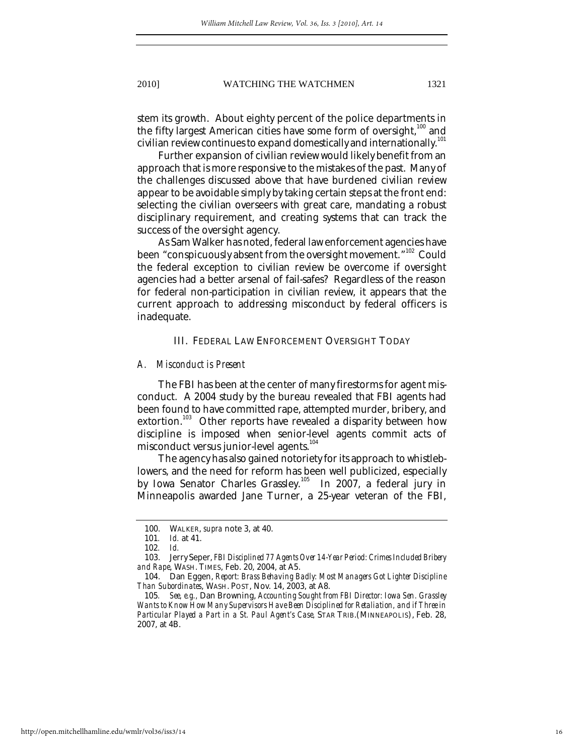stem its growth. About eighty percent of the police departments in the fifty largest American cities have some form of oversight,[100] and civilian review continues to expand domestically and internationally.[101]

Further expansion of civilian review would likely benefit from an approach that is more responsive to the mistakes of the past. Many of the challenges discussed above that have burdened civilian review appear to be avoidable simply by taking certain steps at the front end: selecting the civilian overseers with great care, mandating a robust disciplinary requirement, and creating systems that can track the success of the oversight agency.

As Sam Walker has noted, federal law enforcement agencies have been "conspicuously absent from the oversight movement."[102] Could the federal exception to civilian review be overcome if oversight agencies had a better arsenal of fail-safes? Regardless of the reason for federal non-participation in civilian review, it appears that the current approach to addressing misconduct by federal officers is inadequate.

## III. FEDERAL LAW ENFORCEMENT OVERSIGHT TODAY

### *A. Misconduct is Present*

The FBI has been at the center of many firestorms for agent misconduct. A 2004 study by the bureau revealed that FBI agents had been found to have committed rape, attempted murder, bribery, and extortion.[103] Other reports have revealed a disparity between how discipline is imposed when senior-level agents commit acts of misconduct versus junior-level agents.[104]

The agency has also gained notoriety for its approach to whistleblowers, and the need for reform has been well publicized, especially by Iowa Senator Charles Grassley.[105] In 2007, a federal jury in Minneapolis awarded Jane Turner, a 25-year veteran of the FBI,

---

100. WALKER, *supra* note 3, at 40.

101. *Id.* at 41.

102. *Id.*

103. Jerry Seper, *FBI Disciplined 77 Agents Over 14-Year Period: Crimes Included Bribery and Rape*, WASH. TIMES, Feb. 20, 2004, at A5.

104. Dan Eggen, *Report: Brass Behaving Badly: Most Managers Got Lighter Discipline Than Subordinates*, WASH. POST, Nov. 14, 2003, at A8.

105. *See, e.g.*, Dan Browning, *Accounting Sought from FBI Director: Iowa Sen. Grassley Wants to Know How Many Supervisors Have Been Disciplined for Retaliation, and if Three in Particular Played a Part in a St. Paul Agent's Case*, STAR TRIB.(MINNEAPOLIS), Feb. 28, 2007, at 4B.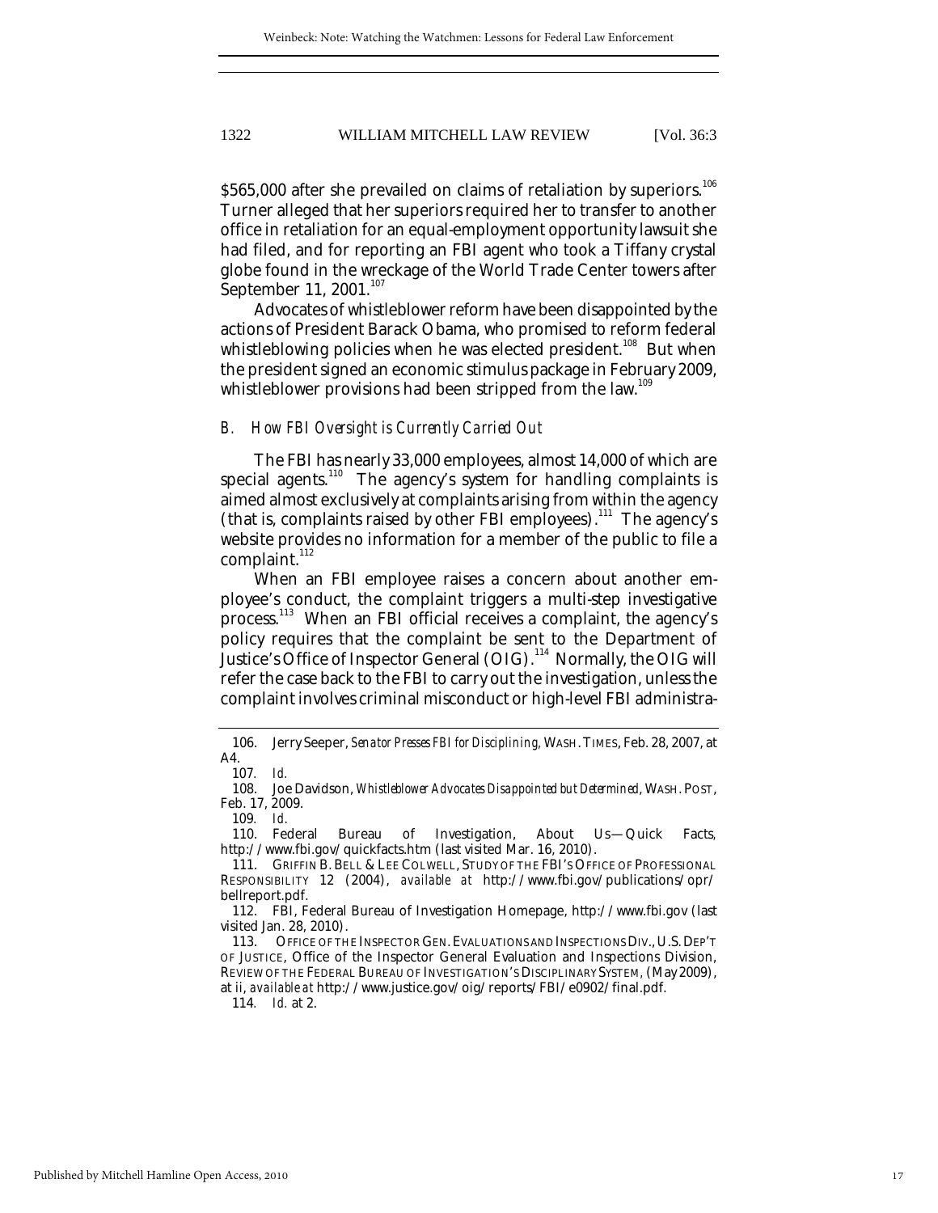$565,000 after she prevailed on claims of retaliation by superiors.[106] Turner alleged that her superiors required her to transfer to another office in retaliation for an equal-employment opportunity lawsuit she had filed, and for reporting an FBI agent who took a Tiffany crystal globe found in the wreckage of the World Trade Center towers after September 11, 2001.[107]

Advocates of whistleblower reform have been disappointed by the actions of President Barack Obama, who promised to reform federal whistleblowing policies when he was elected president.[108] But when the president signed an economic stimulus package in February 2009, whistleblower provisions had been stripped from the law.[109]

### *B. How FBI Oversight is Currently Carried Out*

The FBI has nearly 33,000 employees, almost 14,000 of which are special agents.[110] The agency's system for handling complaints is aimed almost exclusively at complaints arising from within the agency (that is, complaints raised by other FBI employees).[111] The agency's website provides no information for a member of the public to file a complaint.[112]

When an FBI employee raises a concern about another employee's conduct, the complaint triggers a multi-step investigative process.[113] When an FBI official receives a complaint, the agency's policy requires that the complaint be sent to the Department of Justice's Office of Inspector General (OIG).[114] Normally, the OIG will refer the case back to the FBI to carry out the investigation, unless the complaint involves criminal misconduct or high-level FBI administra-

---

106. Jerry Seeper, *Senator Presses FBI for Disciplining*, WASH. TIMES, Feb. 28, 2007, at A4.

107. *Id.*

108. Joe Davidson, *Whistleblower Advocates Disappointed but Determined*, WASH. POST, Feb. 17, 2009.

109. *Id.*

110. Federal Bureau of Investigation, About Us—Quick Facts, http://www.fbi.gov/quickfacts.htm (last visited Mar. 16, 2010).

111. GRIFFIN B. BELL & LEE COLWELL, STUDY OF THE FBI'S OFFICE OF PROFESSIONAL RESPONSIBILITY 12 (2004), *available at* http://www.fbi.gov/publications/opr/bellreport.pdf.

112. FBI, Federal Bureau of Investigation Homepage, http://www.fbi.gov (last visited Jan. 28, 2010).

113. OFFICE OF THE INSPECTOR GEN. EVALUATIONS AND INSPECTIONS DIV., U.S. DEP'T OF JUSTICE, Office of the Inspector General Evaluation and Inspections Division, REVIEW OF THE FEDERAL BUREAU OF INVESTIGATION'S DISCIPLINARY SYSTEM, (May 2009), at ii, *available at* http://www.justice.gov/oig/reports/FBI/e0902/final.pdf.

114. *Id.* at 2.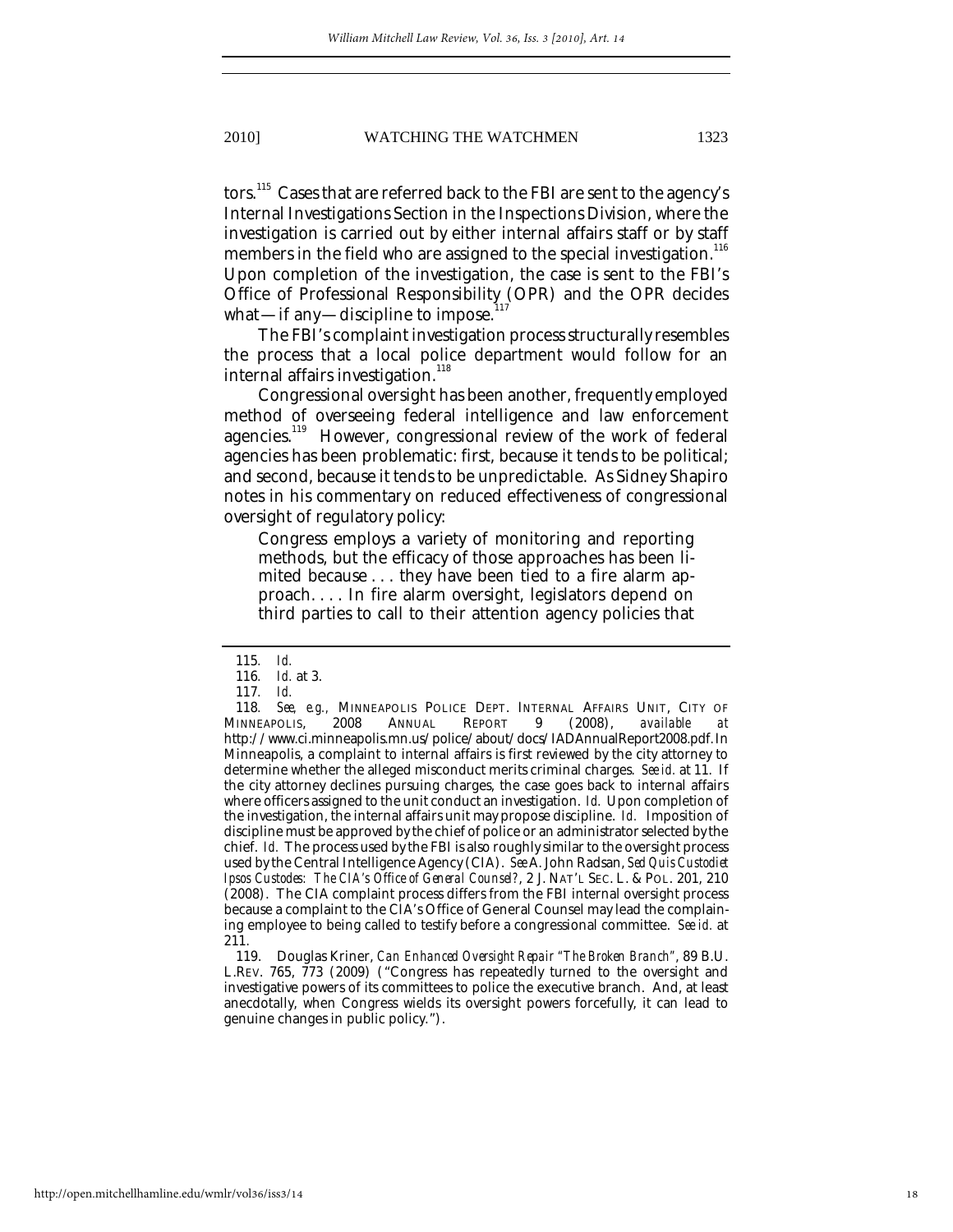tors.[115] Cases that are referred back to the FBI are sent to the agency's Internal Investigations Section in the Inspections Division, where the investigation is carried out by either internal affairs staff or by staff members in the field who are assigned to the special investigation.[116] Upon completion of the investigation, the case is sent to the FBI's Office of Professional Responsibility (OPR) and the OPR decides what—if any—discipline to impose.[117]

The FBI's complaint investigation process structurally resembles the process that a local police department would follow for an internal affairs investigation.[118]

Congressional oversight has been another, frequently employed method of overseeing federal intelligence and law enforcement agencies.[119] However, congressional review of the work of federal agencies has been problematic: first, because it tends to be political; and second, because it tends to be unpredictable. As Sidney Shapiro notes in his commentary on reduced effectiveness of congressional oversight of regulatory policy:

> Congress employs a variety of monitoring and reporting methods, but the efficacy of those approaches has been limited because . . . they have been tied to a fire alarm approach. . . . In fire alarm oversight, legislators depend on third parties to call to their attention agency policies that

---

115. *Id.*

116. *Id.* at 3.

117. *Id.*

118. *See, e.g.*, MINNEAPOLIS POLICE DEPT. INTERNAL AFFAIRS UNIT, CITY OF MINNEAPOLIS, 2008 ANNUAL REPORT 9 (2008), *available at* http://www.ci.minneapolis.mn.us/police/about/docs/IADAnnualReport2008.pdf. In Minneapolis, a complaint to internal affairs is first reviewed by the city attorney to determine whether the alleged misconduct merits criminal charges. *See id.* at 11. If the city attorney declines pursuing charges, the case goes back to internal affairs where officers assigned to the unit conduct an investigation. *Id.* Upon completion of the investigation, the internal affairs unit may propose discipline. *Id.* Imposition of discipline must be approved by the chief of police or an administrator selected by the chief. *Id.* The process used by the FBI is also roughly similar to the oversight process used by the Central Intelligence Agency (CIA). *See* A. John Radsan, *Sed Quis Custodiet Ipsos Custodes: The CIA's Office of General Counsel?*, 2 J. NAT'L SEC. L. & POL. 201, 210 (2008). The CIA complaint process differs from the FBI internal oversight process because a complaint to the CIA's Office of General Counsel may lead the complaining employee to being called to testify before a congressional committee. *See id.* at 211.

119. Douglas Kriner, *Can Enhanced Oversight Repair "The Broken Branch"*, 89 B.U. L.REV. 765, 773 (2009) ("Congress has repeatedly turned to the oversight and investigative powers of its committees to police the executive branch. And, at least anecdotally, when Congress wields its oversight powers forcefully, it can lead to genuine changes in public policy.").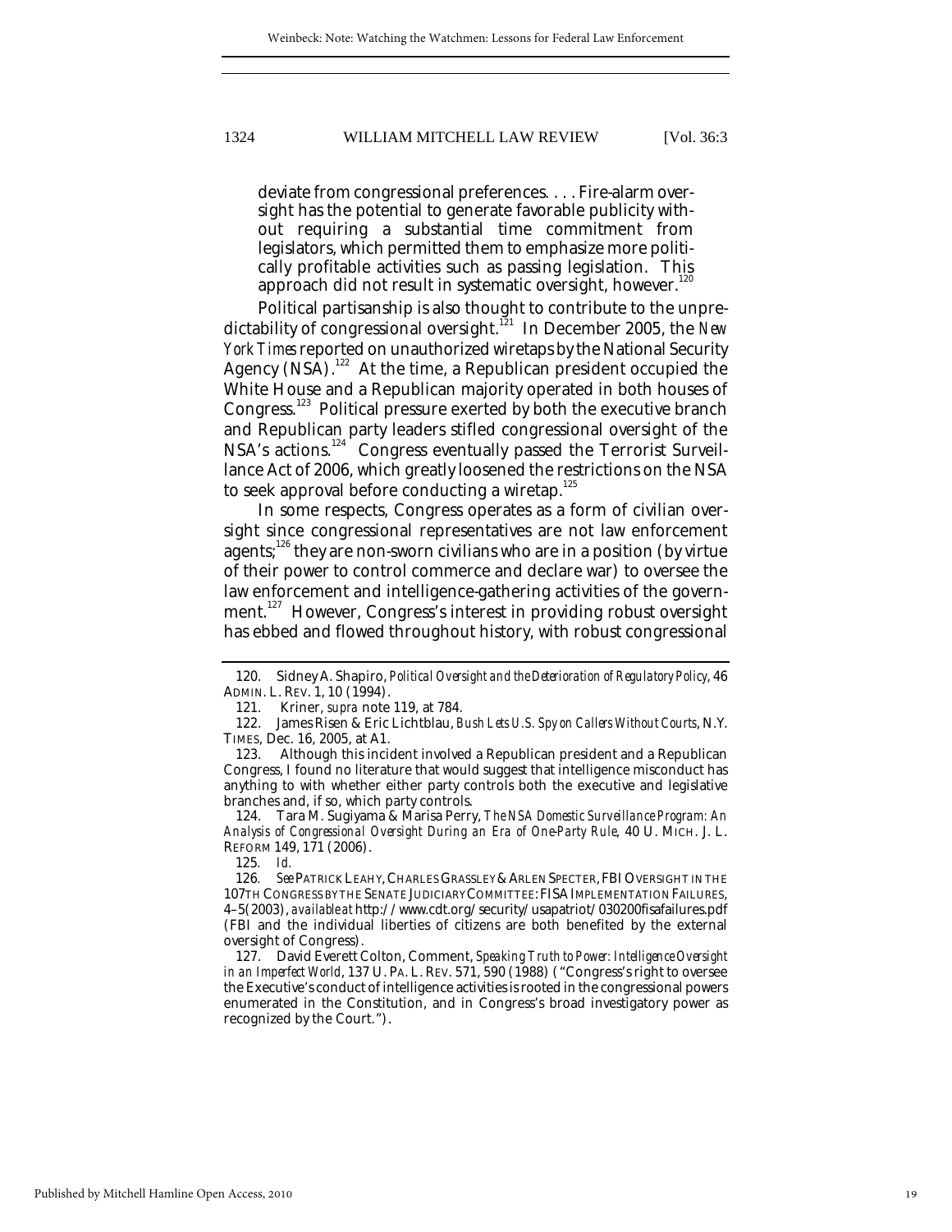> deviate from congressional preferences. . . . Fire-alarm oversight has the potential to generate favorable publicity without requiring a substantial time commitment from legislators, which permitted them to emphasize more politically profitable activities such as passing legislation. This approach did not result in systematic oversight, however.[120]

Political partisanship is also thought to contribute to the unpredictability of congressional oversight.[121] In December 2005, the *New York Times* reported on unauthorized wiretaps by the National Security Agency (NSA).[122] At the time, a Republican president occupied the White House and a Republican majority operated in both houses of Congress.[123] Political pressure exerted by both the executive branch and Republican party leaders stifled congressional oversight of the NSA's actions.[124] Congress eventually passed the Terrorist Surveillance Act of 2006, which greatly loosened the restrictions on the NSA to seek approval before conducting a wiretap.[125]

In some respects, Congress operates as a form of civilian oversight since congressional representatives are not law enforcement agents;[126] they are non-sworn civilians who are in a position (by virtue of their power to control commerce and declare war) to oversee the law enforcement and intelligence-gathering activities of the government.[127] However, Congress's interest in providing robust oversight has ebbed and flowed throughout history, with robust congressional

---

120. Sidney A. Shapiro, *Political Oversight and the Deterioration of Regulatory Policy*, 46 ADMIN. L. REV. 1, 10 (1994).

121. Kriner, *supra* note 119, at 784.

122. James Risen & Eric Lichtblau, *Bush Lets U.S. Spy on Callers Without Courts*, N.Y. TIMES, Dec. 16, 2005, at A1.

123. Although this incident involved a Republican president and a Republican Congress, I found no literature that would suggest that intelligence misconduct has anything to with whether either party controls both the executive and legislative branches and, if so, which party controls.

124. Tara M. Sugiyama & Marisa Perry, *The NSA Domestic Surveillance Program: An Analysis of Congressional Oversight During an Era of One-Party Rule*, 40 U. MICH. J. L. REFORM 149, 171 (2006).

125. *Id.*

126. *See* PATRICK LEAHY, CHARLES GRASSLEY & ARLEN SPECTER, FBI OVERSIGHT IN THE 107TH CONGRESS BY THE SENATE JUDICIARY COMMITTEE: FISA IMPLEMENTATION FAILURES, 4–5 (2003), *available at* http://www.cdt.org/security/usapatriot/030200fisafailures.pdf (FBI and the individual liberties of citizens are both benefited by the external oversight of Congress).

127. David Everett Colton, Comment, *Speaking Truth to Power: Intelligence Oversight in an Imperfect World*, 137 U. PA. L. REV. 571, 590 (1988) ("Congress's right to oversee the Executive's conduct of intelligence activities is rooted in the congressional powers enumerated in the Constitution, and in Congress's broad investigatory power as recognized by the Court.").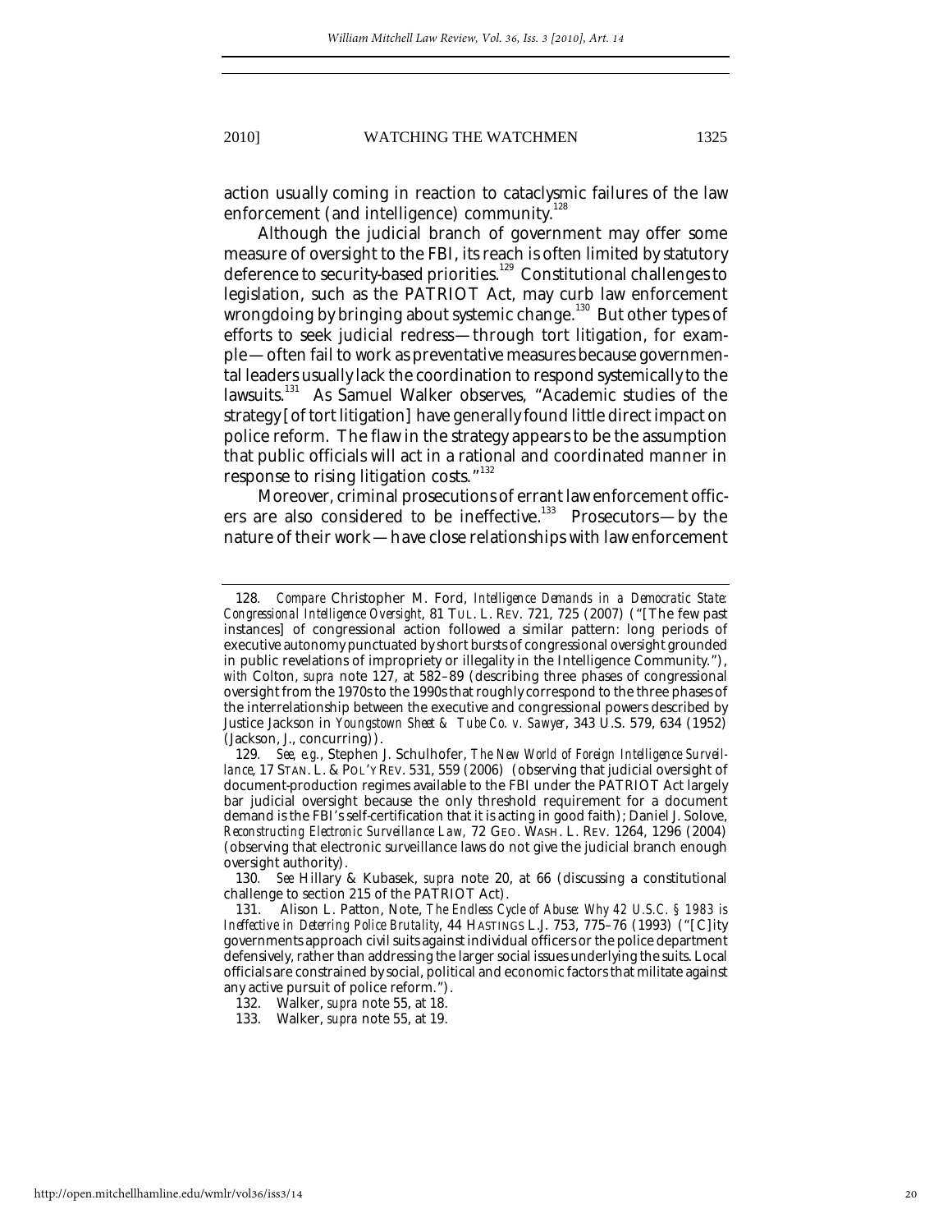action usually coming in reaction to cataclysmic failures of the law enforcement (and intelligence) community.[128]

Although the judicial branch of government may offer some measure of oversight to the FBI, its reach is often limited by statutory deference to security-based priorities.[129] Constitutional challenges to legislation, such as the PATRIOT Act, may curb law enforcement wrongdoing by bringing about systemic change.[130] But other types of efforts to seek judicial redress—through tort litigation, for example—often fail to work as preventative measures because governmental leaders usually lack the coordination to respond systemically to the lawsuits.[131] As Samuel Walker observes, "Academic studies of the strategy [of tort litigation] have generally found little direct impact on police reform. The flaw in the strategy appears to be the assumption that public officials will act in a rational and coordinated manner in response to rising litigation costs."[132]

Moreover, criminal prosecutions of errant law enforcement officers are also considered to be ineffective.[133] Prosecutors—by the nature of their work—have close relationships with law enforcement

---

128. *Compare* Christopher M. Ford, *Intelligence Demands in a Democratic State: Congressional Intelligence Oversight*, 81 TUL. L. REV. 721, 725 (2007) ("[The few past instances] of congressional action followed a similar pattern: long periods of executive autonomy punctuated by short bursts of congressional oversight grounded in public revelations of impropriety or illegality in the Intelligence Community."), *with* Colton, *supra* note 127, at 582–89 (describing three phases of congressional oversight from the 1970s to the 1990s that roughly correspond to the three phases of the interrelationship between the executive and congressional powers described by Justice Jackson in *Youngstown Sheet & Tube Co. v. Sawyer*, 343 U.S. 579, 634 (1952) (Jackson, J., concurring)).

129. *See, e.g.*, Stephen J. Schulhofer, *The New World of Foreign Intelligence Surveillance*, 17 STAN. L. & POL'Y REV. 531, 559 (2006) (observing that judicial oversight of document-production regimes available to the FBI under the PATRIOT Act largely bar judicial oversight because the only threshold requirement for a document demand is the FBI's self-certification that it is acting in good faith); Daniel J. Solove, *Reconstructing Electronic Surveillance Law*, 72 GEO. WASH. L. REV. 1264, 1296 (2004) (observing that electronic surveillance laws do not give the judicial branch enough oversight authority).

130. *See* Hillary & Kubasek, *supra* note 20, at 66 (discussing a constitutional challenge to section 215 of the PATRIOT Act).

131. Alison L. Patton, Note, *The Endless Cycle of Abuse: Why 42 U.S.C. § 1983 is Ineffective in Deterring Police Brutality*, 44 HASTINGS L.J. 753, 775–76 (1993) ("[C]ity governments approach civil suits against individual officers or the police department defensively, rather than addressing the larger social issues underlying the suits. Local officials are constrained by social, political and economic factors that militate against any active pursuit of police reform.").

132. Walker, *supra* note 55, at 18.

133. Walker, *supra* note 55, at 19.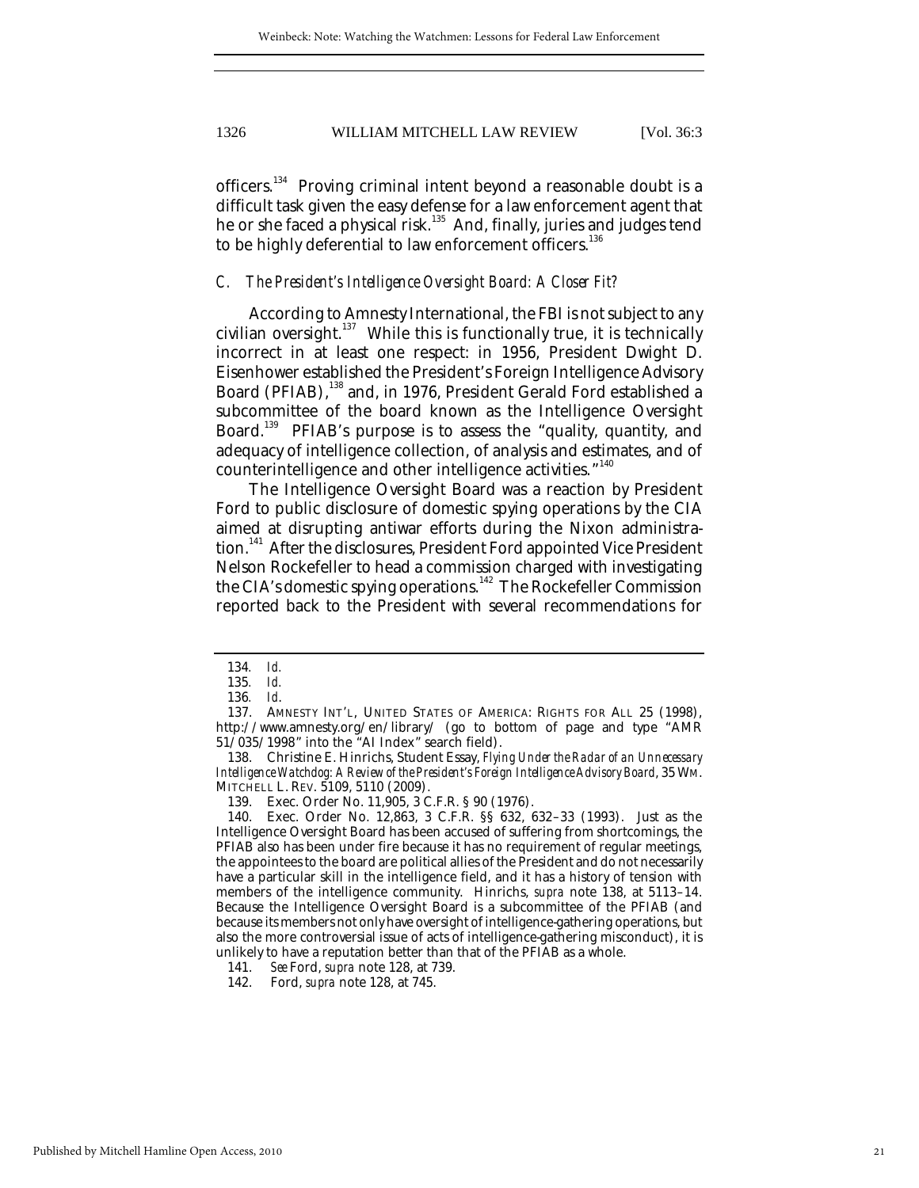officers.[134] Proving criminal intent beyond a reasonable doubt is a difficult task given the easy defense for a law enforcement agent that he or she faced a physical risk.[135] And, finally, juries and judges tend to be highly deferential to law enforcement officers.[136]

### *C. The President's Intelligence Oversight Board: A Closer Fit?*

According to Amnesty International, the FBI is not subject to any civilian oversight.[137] While this is functionally true, it is technically incorrect in at least one respect: in 1956, President Dwight D. Eisenhower established the President's Foreign Intelligence Advisory Board (PFIAB),[138] and, in 1976, President Gerald Ford established a subcommittee of the board known as the Intelligence Oversight Board.[139] PFIAB's purpose is to assess the "quality, quantity, and adequacy of intelligence collection, of analysis and estimates, and of counterintelligence and other intelligence activities."[140]

The Intelligence Oversight Board was a reaction by President Ford to public disclosure of domestic spying operations by the CIA aimed at disrupting antiwar efforts during the Nixon administration.[141] After the disclosures, President Ford appointed Vice President Nelson Rockefeller to head a commission charged with investigating the CIA's domestic spying operations.[142] The Rockefeller Commission reported back to the President with several recommendations for

---

134. *Id.*

135. *Id.*

136. *Id.*

137. AMNESTY INT'L, UNITED STATES OF AMERICA: RIGHTS FOR ALL 25 (1998), http://www.amnesty.org/en/library/ (go to bottom of page and type "AMR 51/035/1998" into the "AI Index" search field).

138. Christine E. Hinrichs, Student Essay, *Flying Under the Radar of an Unnecessary Intelligence Watchdog: A Review of the President's Foreign Intelligence Advisory Board*, 35 WM. MITCHELL L. REV. 5109, 5110 (2009).

139. Exec. Order No. 11,905, 3 C.F.R. § 90 (1976).

140. Exec. Order No. 12,863, 3 C.F.R. §§ 632, 632–33 (1993). Just as the Intelligence Oversight Board has been accused of suffering from shortcomings, the PFIAB also has been under fire because it has no requirement of regular meetings, the appointees to the board are political allies of the President and do not necessarily have a particular skill in the intelligence field, and it has a history of tension with members of the intelligence community. Hinrichs, *supra* note 138, at 5113–14. Because the Intelligence Oversight Board is a subcommittee of the PFIAB (and because its members not only have oversight of intelligence-gathering operations, but also the more controversial issue of acts of intelligence-gathering misconduct), it is unlikely to have a reputation better than that of the PFIAB as a whole.

141. *See* Ford, *supra* note 128, at 739.

142. Ford, *supra* note 128, at 745.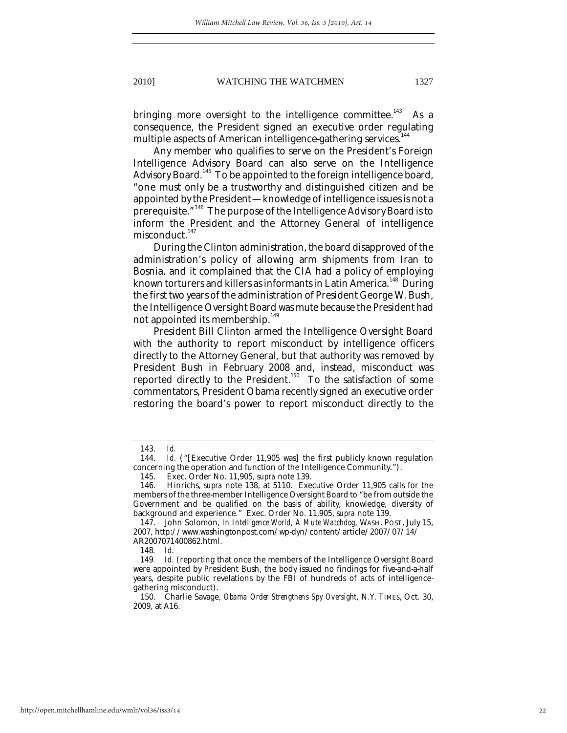bringing more oversight to the intelligence committee.[143] As a consequence, the President signed an executive order regulating multiple aspects of American intelligence-gathering services.[144]

Any member who qualifies to serve on the President's Foreign Intelligence Advisory Board can also serve on the Intelligence Advisory Board.[145] To be appointed to the foreign intelligence board, "one must only be a trustworthy and distinguished citizen and be appointed by the President—knowledge of intelligence issues is not a prerequisite."[146] The purpose of the Intelligence Advisory Board is to inform the President and the Attorney General of intelligence misconduct.[147]

During the Clinton administration, the board disapproved of the administration's policy of allowing arm shipments from Iran to Bosnia, and it complained that the CIA had a policy of employing known torturers and killers as informants in Latin America.[148] During the first two years of the administration of President George W. Bush, the Intelligence Oversight Board was mute because the President had not appointed its membership.[149]

President Bill Clinton armed the Intelligence Oversight Board with the authority to report misconduct by intelligence officers directly to the Attorney General, but that authority was removed by President Bush in February 2008 and, instead, misconduct was reported directly to the President.[150] To the satisfaction of some commentators, President Obama recently signed an executive order restoring the board's power to report misconduct directly to the

---

143. *Id.*

144. *Id.* ("[Executive Order 11,905 was] the first publicly known regulation concerning the operation and function of the Intelligence Community.").

145. Exec. Order No. 11,905, *supra* note 139.

146. Hinrichs, *supra* note 138, at 5110. Executive Order 11,905 calls for the members of the three-member Intelligence Oversight Board to "be from outside the Government and be qualified on the basis of ability, knowledge, diversity of background and experience." Exec. Order No. 11,905, *supra* note 139.

147. John Solomon, *In Intelligence World, A Mute Watchdog*, WASH. POST, July 15, 2007, http://www.washingtonpost.com/wp-dyn/content/article/2007/07/14/AR2007071400862.html.

148. *Id.*

149. *Id.* (reporting that once the members of the Intelligence Oversight Board were appointed by President Bush, the body issued no findings for five-and-a-half years, despite public revelations by the FBI of hundreds of acts of intelligence-gathering misconduct).

150. Charlie Savage, *Obama Order Strengthens Spy Oversight*, N.Y. TIMES, Oct. 30, 2009, at A16.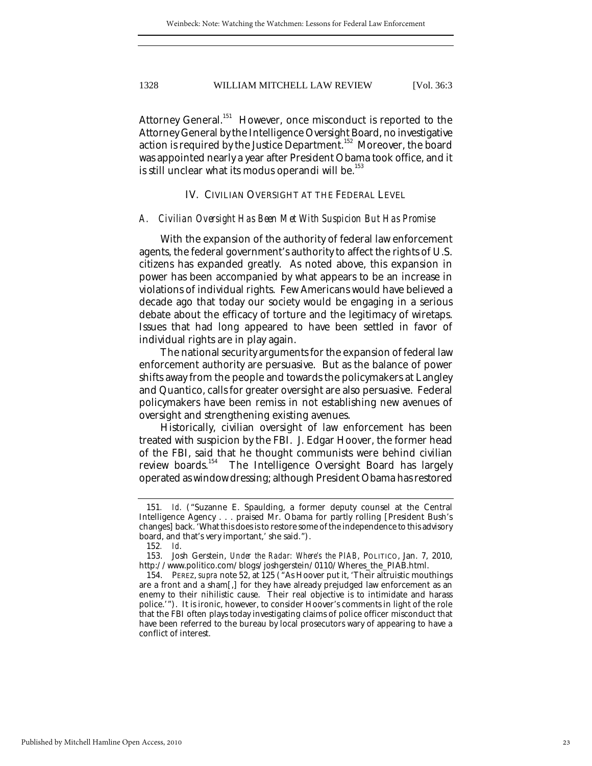Attorney General.[151] However, once misconduct is reported to the Attorney General by the Intelligence Oversight Board, no investigative action is required by the Justice Department.[152] Moreover, the board was appointed nearly a year after President Obama took office, and it is still unclear what its modus operandi will be.[153]

## IV. CIVILIAN OVERSIGHT AT THE FEDERAL LEVEL

### *A. Civilian Oversight Has Been Met With Suspicion But Has Promise*

With the expansion of the authority of federal law enforcement agents, the federal government's authority to affect the rights of U.S. citizens has expanded greatly. As noted above, this expansion in power has been accompanied by what appears to be an increase in violations of individual rights. Few Americans would have believed a decade ago that today our society would be engaging in a serious debate about the efficacy of torture and the legitimacy of wiretaps. Issues that had long appeared to have been settled in favor of individual rights are in play again.

The national security arguments for the expansion of federal law enforcement authority are persuasive. But as the balance of power shifts away from the people and towards the policymakers at Langley and Quantico, calls for greater oversight are also persuasive. Federal policymakers have been remiss in not establishing new avenues of oversight and strengthening existing avenues.

Historically, civilian oversight of law enforcement has been treated with suspicion by the FBI. J. Edgar Hoover, the former head of the FBI, said that he thought communists were behind civilian review boards.[154] The Intelligence Oversight Board has largely operated as window dressing; although President Obama has restored

---

151. *Id.* ("Suzanne E. Spaulding, a former deputy counsel at the Central Intelligence Agency . . . praised Mr. Obama for partly rolling [President Bush's changes] back. 'What this does is to restore some of the independence to this advisory board, and that's very important,' she said.").

152. *Id.*

153. Josh Gerstein, *Under the Radar: Where's the PIAB*, POLITICO, Jan. 7, 2010, http://www.politico.com/blogs/joshgerstein/0110/Wheres_the_PIAB.html.

154. PEREZ, *supra* note 52, at 125 ("As Hoover put it, 'Their altruistic mouthings are a front and a sham[,] for they have already prejudged law enforcement as an enemy to their nihilistic cause. Their real objective is to intimidate and harass police.'"). It is ironic, however, to consider Hoover's comments in light of the role that the FBI often plays today investigating claims of police officer misconduct that have been referred to the bureau by local prosecutors wary of appearing to have a conflict of interest.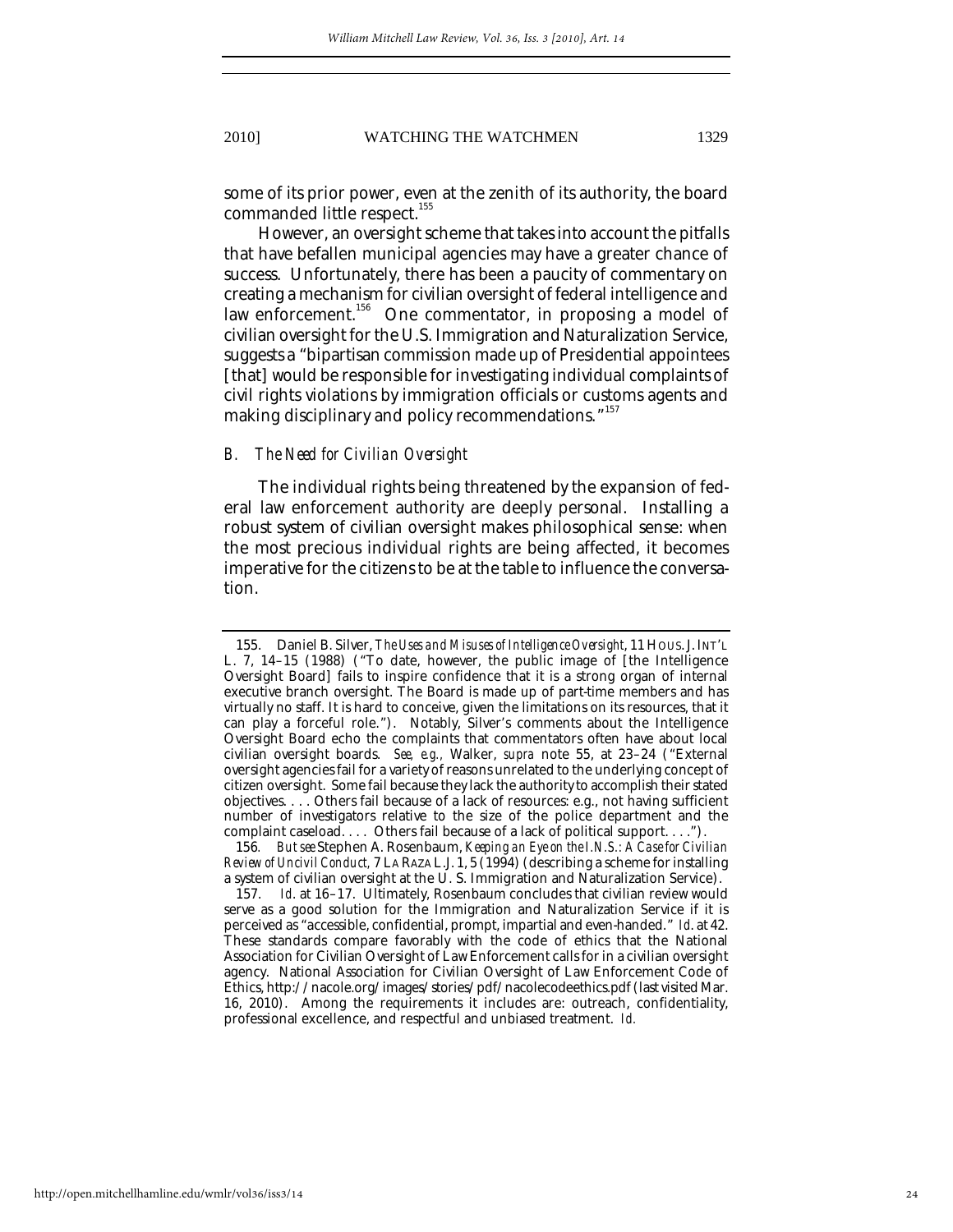some of its prior power, even at the zenith of its authority, the board commanded little respect.[155]

However, an oversight scheme that takes into account the pitfalls that have befallen municipal agencies may have a greater chance of success. Unfortunately, there has been a paucity of commentary on creating a mechanism for civilian oversight of federal intelligence and law enforcement.[156] One commentator, in proposing a model of civilian oversight for the U.S. Immigration and Naturalization Service, suggests a "bipartisan commission made up of Presidential appointees [that] would be responsible for investigating individual complaints of civil rights violations by immigration officials or customs agents and making disciplinary and policy recommendations."[157]

### *B. The Need for Civilian Oversight*

The individual rights being threatened by the expansion of federal law enforcement authority are deeply personal. Installing a robust system of civilian oversight makes philosophical sense: when the most precious individual rights are being affected, it becomes imperative for the citizens to be at the table to influence the conversation.

---

155. Daniel B. Silver, *The Uses and Misuses of Intelligence Oversight*, 11 HOUS. J. INT'L L. 7, 14–15 (1988) ("To date, however, the public image of [the Intelligence Oversight Board] fails to inspire confidence that it is a strong organ of internal executive branch oversight. The Board is made up of part-time members and has virtually no staff. It is hard to conceive, given the limitations on its resources, that it can play a forceful role."). Notably, Silver's comments about the Intelligence Oversight Board echo the complaints that commentators often have about local civilian oversight boards. *See, e.g.*, Walker, *supra* note 55, at 23–24 ("External oversight agencies fail for a variety of reasons unrelated to the underlying concept of citizen oversight. Some fail because they lack the authority to accomplish their stated objectives. . . . Others fail because of a lack of resources: e.g., not having sufficient number of investigators relative to the size of the police department and the complaint caseload. . . . Others fail because of a lack of political support. . . .").

156. *But see* Stephen A. Rosenbaum, *Keeping an Eye on the I.N.S.: A Case for Civilian Review of Uncivil Conduct*, 7 LA RAZA L.J. 1, 5 (1994) (describing a scheme for installing a system of civilian oversight at the U.S. Immigration and Naturalization Service).

157. *Id.* at 16–17. Ultimately, Rosenbaum concludes that civilian review would serve as a good solution for the Immigration and Naturalization Service if it is perceived as "accessible, confidential, prompt, impartial and even-handed." *Id.* at 42. These standards compare favorably with the code of ethics that the National Association for Civilian Oversight of Law Enforcement calls for in a civilian oversight agency. National Association for Civilian Oversight of Law Enforcement Code of Ethics, http://nacole.org/images/stories/pdf/nacolecodeethics.pdf (last visited Mar. 16, 2010). Among the requirements it includes are: outreach, confidentiality, professional excellence, and respectful and unbiased treatment. *Id.*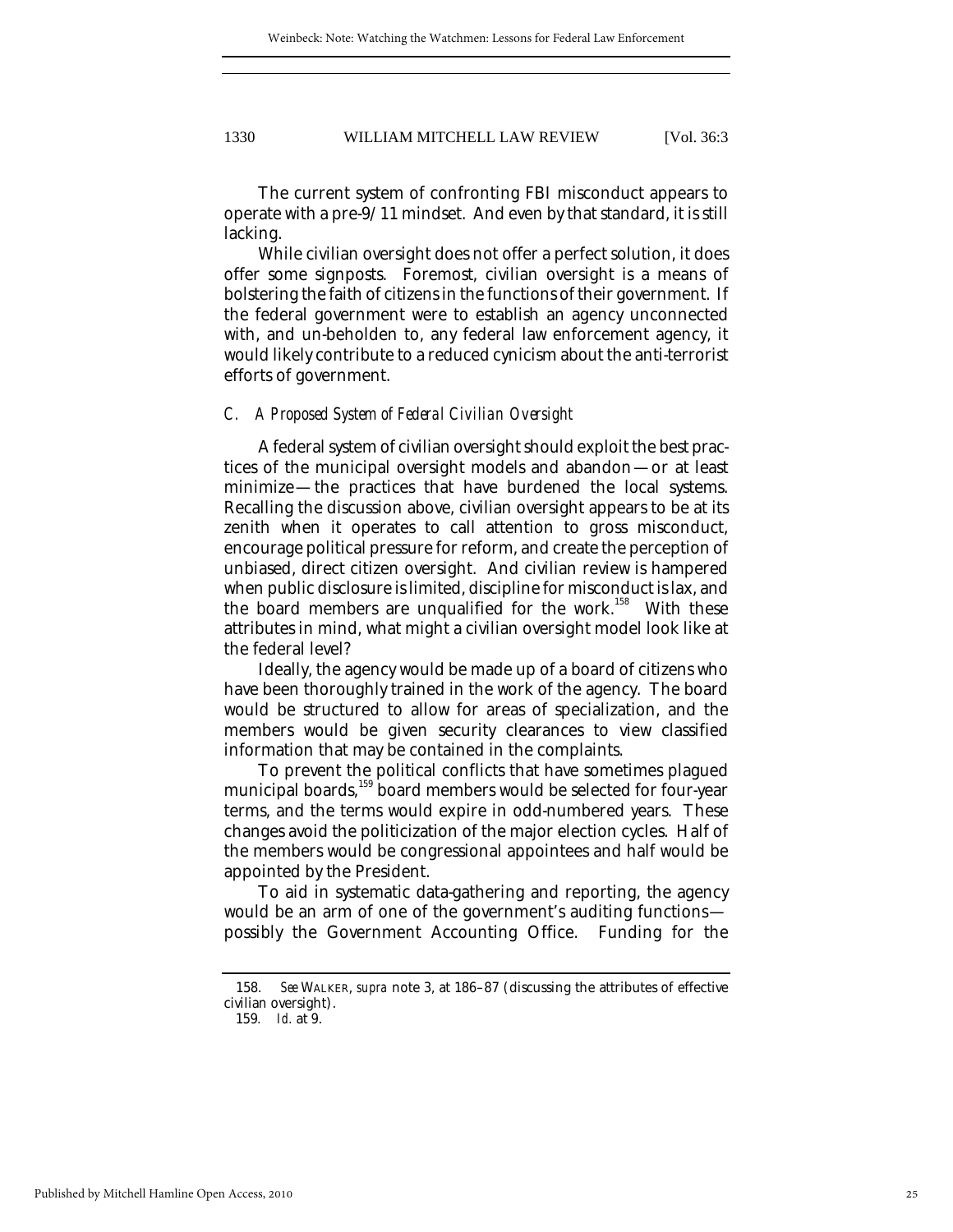The current system of confronting FBI misconduct appears to operate with a pre-9/11 mindset. And even by that standard, it is still lacking.

While civilian oversight does not offer a perfect solution, it does offer some signposts. Foremost, civilian oversight is a means of bolstering the faith of citizens in the functions of their government. If the federal government were to establish an agency unconnected with, and un-beholden to, any federal law enforcement agency, it would likely contribute to a reduced cynicism about the anti-terrorist efforts of government.

### *C. A Proposed System of Federal Civilian Oversight*

A federal system of civilian oversight should exploit the best practices of the municipal oversight models and abandon—or at least minimize—the practices that have burdened the local systems. Recalling the discussion above, civilian oversight appears to be at its zenith when it operates to call attention to gross misconduct, encourage political pressure for reform, and create the perception of unbiased, direct citizen oversight. And civilian review is hampered when public disclosure is limited, discipline for misconduct is lax, and the board members are unqualified for the work.[158] With these attributes in mind, what might a civilian oversight model look like at the federal level?

Ideally, the agency would be made up of a board of citizens who have been thoroughly trained in the work of the agency. The board would be structured to allow for areas of specialization, and the members would be given security clearances to view classified information that may be contained in the complaints.

To prevent the political conflicts that have sometimes plagued municipal boards,[159] board members would be selected for four-year terms, and the terms would expire in odd-numbered years. These changes avoid the politicization of the major election cycles. Half of the members would be congressional appointees and half would be appointed by the President.

To aid in systematic data-gathering and reporting, the agency would be an arm of one of the government's auditing functions—possibly the Government Accounting Office. Funding for the

---

158. *See* WALKER, *supra* note 3, at 186–87 (discussing the attributes of effective civilian oversight).

159. *Id.* at 9.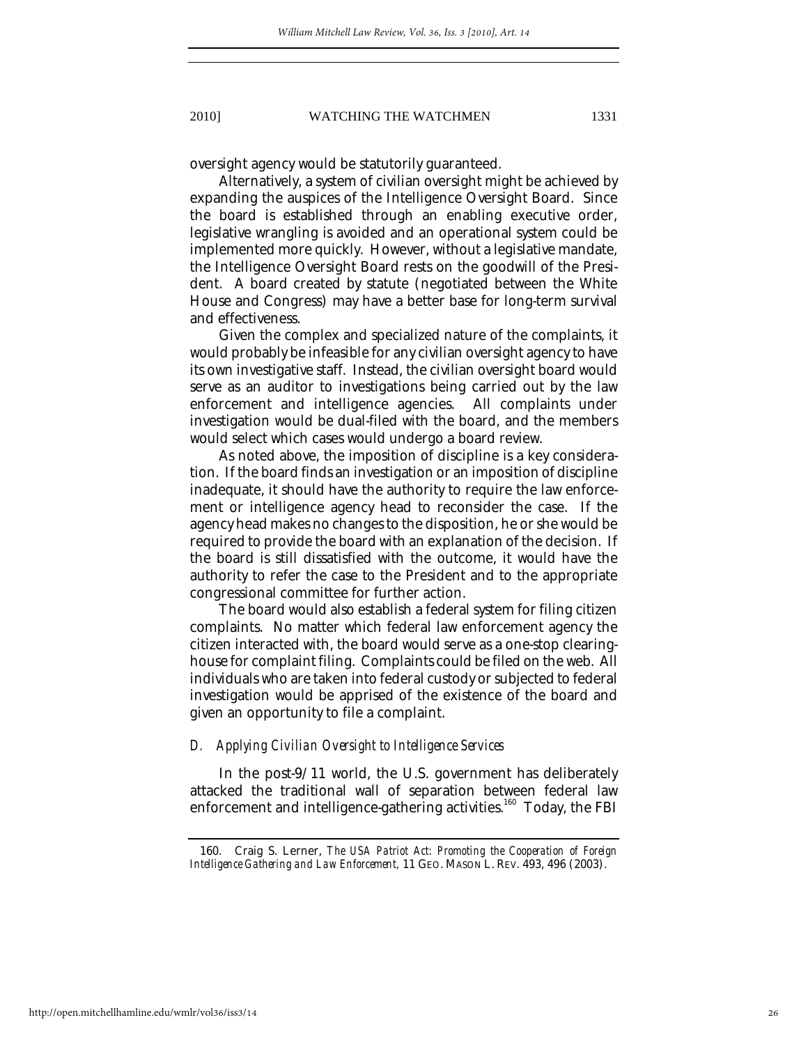oversight agency would be statutorily guaranteed.

Alternatively, a system of civilian oversight might be achieved by expanding the auspices of the Intelligence Oversight Board. Since the board is established through an enabling executive order, legislative wrangling is avoided and an operational system could be implemented more quickly. However, without a legislative mandate, the Intelligence Oversight Board rests on the goodwill of the President. A board created by statute (negotiated between the White House and Congress) may have a better base for long-term survival and effectiveness.

Given the complex and specialized nature of the complaints, it would probably be infeasible for any civilian oversight agency to have its own investigative staff. Instead, the civilian oversight board would serve as an auditor to investigations being carried out by the law enforcement and intelligence agencies. All complaints under investigation would be dual-filed with the board, and the members would select which cases would undergo a board review.

As noted above, the imposition of discipline is a key consideration. If the board finds an investigation or an imposition of discipline inadequate, it should have the authority to require the law enforcement or intelligence agency head to reconsider the case. If the agency head makes no changes to the disposition, he or she would be required to provide the board with an explanation of the decision. If the board is still dissatisfied with the outcome, it would have the authority to refer the case to the President and to the appropriate congressional committee for further action.

The board would also establish a federal system for filing citizen complaints. No matter which federal law enforcement agency the citizen interacted with, the board would serve as a one-stop clearinghouse for complaint filing. Complaints could be filed on the web. All individuals who are taken into federal custody or subjected to federal investigation would be apprised of the existence of the board and given an opportunity to file a complaint.

### *D. Applying Civilian Oversight to Intelligence Services*

In the post-9/11 world, the U.S. government has deliberately attacked the traditional wall of separation between federal law enforcement and intelligence-gathering activities.[160] Today, the FBI

---

160. Craig S. Lerner, *The USA Patriot Act: Promoting the Cooperation of Foreign Intelligence Gathering and Law Enforcement*, 11 GEO. MASON L. REV. 493, 496 (2003).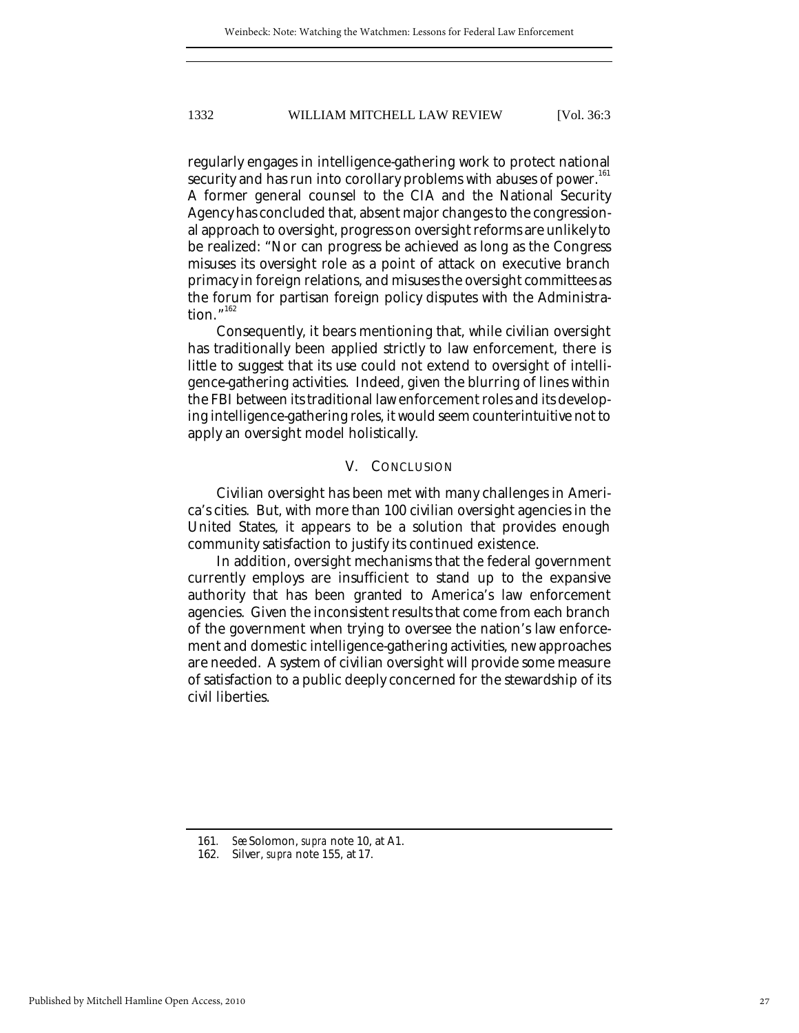regularly engages in intelligence-gathering work to protect national security and has run into corollary problems with abuses of power.[161] A former general counsel to the CIA and the National Security Agency has concluded that, absent major changes to the congressional approach to oversight, progress on oversight reforms are unlikely to be realized: "Nor can progress be achieved as long as the Congress misuses its oversight role as a point of attack on executive branch primacy in foreign relations, and misuses the oversight committees as the forum for partisan foreign policy disputes with the Administration."[162]

Consequently, it bears mentioning that, while civilian oversight has traditionally been applied strictly to law enforcement, there is little to suggest that its use could not extend to oversight of intelligence-gathering activities. Indeed, given the blurring of lines within the FBI between its traditional law enforcement roles and its developing intelligence-gathering roles, it would seem counterintuitive not to apply an oversight model holistically.

## V. CONCLUSION

Civilian oversight has been met with many challenges in America's cities. But, with more than 100 civilian oversight agencies in the United States, it appears to be a solution that provides enough community satisfaction to justify its continued existence.

In addition, oversight mechanisms that the federal government currently employs are insufficient to stand up to the expansive authority that has been granted to America's law enforcement agencies. Given the inconsistent results that come from each branch of the government when trying to oversee the nation's law enforcement and domestic intelligence-gathering activities, new approaches are needed. A system of civilian oversight will provide some measure of satisfaction to a public deeply concerned for the stewardship of its civil liberties.

---

161. *See* Solomon, *supra* note 10, at A1.

162. Silver, *supra* note 155, at 17.